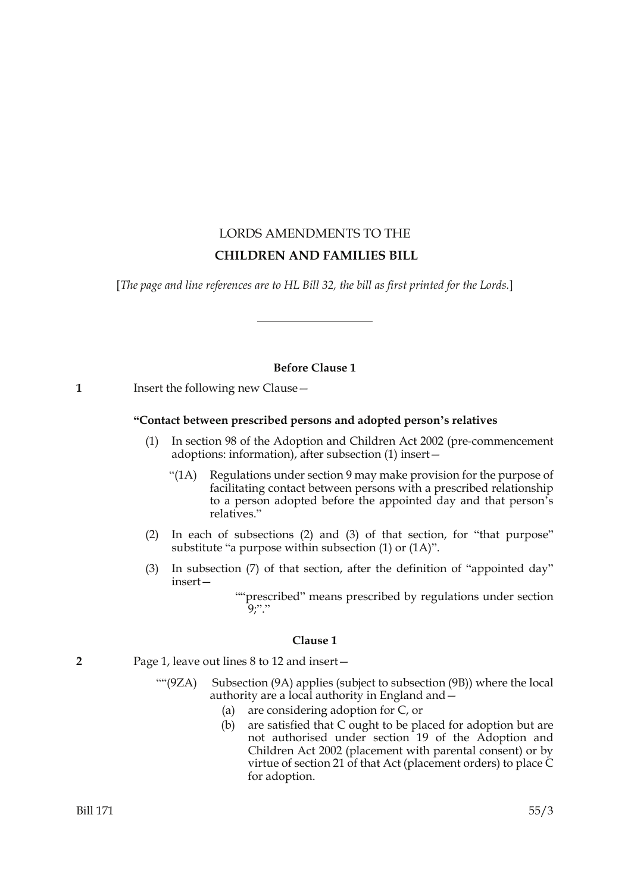# LORDS AMENDMENTS TO THE
# CHILDREN AND FAMILIES BILL

[*The page and line references are to HL Bill 32, the bill as first printed for the Lords.*]

---

### Before Clause 1

**1** Insert the following new Clause—

**"Contact between prescribed persons and adopted person's relatives**

(1) In section 98 of the Adoption and Children Act 2002 (pre-commencement adoptions: information), after subsection (1) insert—

"(1A) Regulations under section 9 may make provision for the purpose of facilitating contact between persons with a prescribed relationship to a person adopted before the appointed day and that person's relatives."

(2) In each of subsections (2) and (3) of that section, for "that purpose" substitute "a purpose within subsection (1) or (1A)".

(3) In subsection (7) of that section, after the definition of "appointed day" insert—

""prescribed" means prescribed by regulations under section 9;"."

### Clause 1

**2** Page 1, leave out lines 8 to 12 and insert—

""(9ZA) Subsection (9A) applies (subject to subsection (9B)) where the local authority are a local authority in England and—

(a) are considering adoption for C, or

(b) are satisfied that C ought to be placed for adoption but are not authorised under section 19 of the Adoption and Children Act 2002 (placement with parental consent) or by virtue of section 21 of that Act (placement orders) to place C for adoption.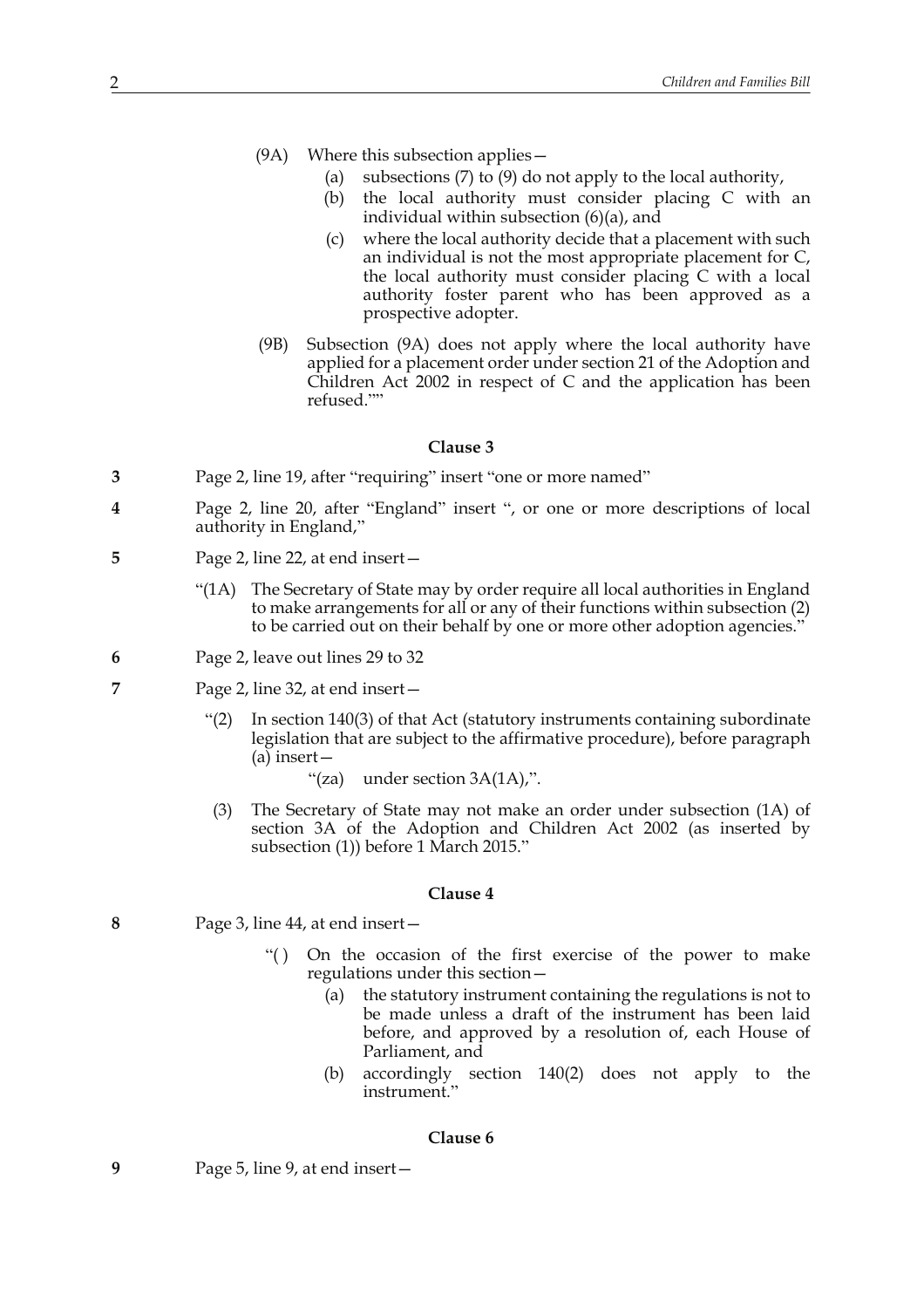(9A) Where this subsection applies—

(a) subsections (7) to (9) do not apply to the local authority,

(b) the local authority must consider placing C with an individual within subsection (6)(a), and

(c) where the local authority decide that a placement with such an individual is not the most appropriate placement for C, the local authority must consider placing C with a local authority foster parent who has been approved as a prospective adopter.

(9B) Subsection (9A) does not apply where the local authority have applied for a placement order under section 21 of the Adoption and Children Act 2002 in respect of C and the application has been refused.""

### Clause 3

**3** Page 2, line 19, after "requiring" insert "one or more named"

**4** Page 2, line 20, after "England" insert ", or one or more descriptions of local authority in England,"

**5** Page 2, line 22, at end insert—

"(1A) The Secretary of State may by order require all local authorities in England to make arrangements for all or any of their functions within subsection (2) to be carried out on their behalf by one or more other adoption agencies."

**6** Page 2, leave out lines 29 to 32

**7** Page 2, line 32, at end insert—

"(2) In section 140(3) of that Act (statutory instruments containing subordinate legislation that are subject to the affirmative procedure), before paragraph (a) insert—

"(za) under section 3A(1A),".

(3) The Secretary of State may not make an order under subsection (1A) of section 3A of the Adoption and Children Act 2002 (as inserted by subsection (1)) before 1 March 2015."

### Clause 4

**8** Page 3, line 44, at end insert—

"( ) On the occasion of the first exercise of the power to make regulations under this section—

(a) the statutory instrument containing the regulations is not to be made unless a draft of the instrument has been laid before, and approved by a resolution of, each House of Parliament, and

(b) accordingly section 140(2) does not apply to the instrument."

### Clause 6

**9** Page 5, line 9, at end insert—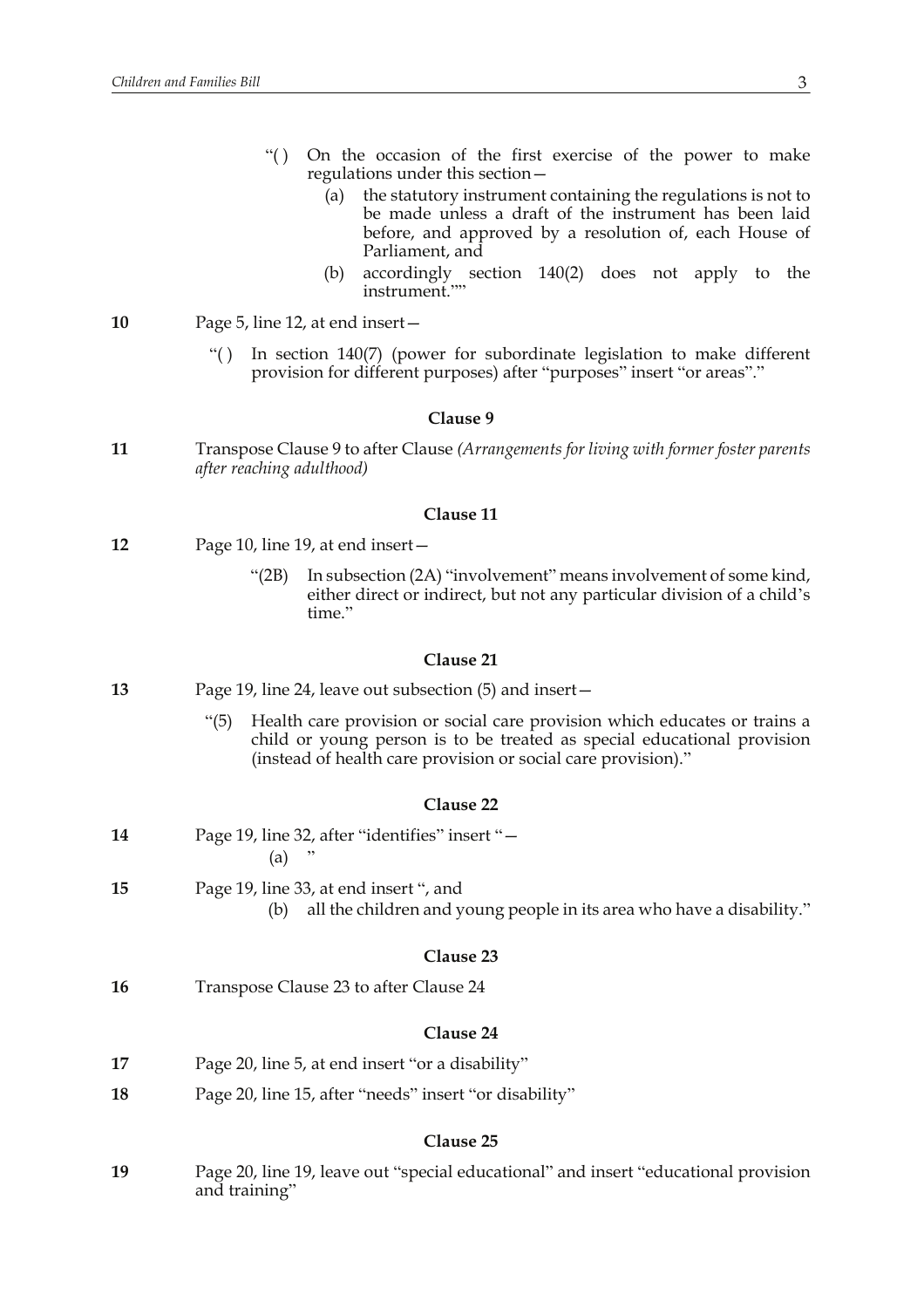"( ) On the occasion of the first exercise of the power to make regulations under this section—

(a) the statutory instrument containing the regulations is not to be made unless a draft of the instrument has been laid before, and approved by a resolution of, each House of Parliament, and

(b) accordingly section 140(2) does not apply to the instrument.""

**10** Page 5, line 12, at end insert—

"( ) In section 140(7) (power for subordinate legislation to make different provision for different purposes) after "purposes" insert "or areas"."

### Clause 9

**11** Transpose Clause 9 to after Clause *(Arrangements for living with former foster parents after reaching adulthood)*

### Clause 11

**12** Page 10, line 19, at end insert—

"(2B) In subsection (2A) "involvement" means involvement of some kind, either direct or indirect, but not any particular division of a child's time."

### Clause 21

**13** Page 19, line 24, leave out subsection (5) and insert—

"(5) Health care provision or social care provision which educates or trains a child or young person is to be treated as special educational provision (instead of health care provision or social care provision)."

### Clause 22

**14** Page 19, line 32, after "identifies" insert "—

(a) "

**15** Page 19, line 33, at end insert ", and

(b) all the children and young people in its area who have a disability."

### Clause 23

**16** Transpose Clause 23 to after Clause 24

### Clause 24

**17** Page 20, line 5, at end insert "or a disability"

**18** Page 20, line 15, after "needs" insert "or disability"

### Clause 25

**19** Page 20, line 19, leave out "special educational" and insert "educational provision and training"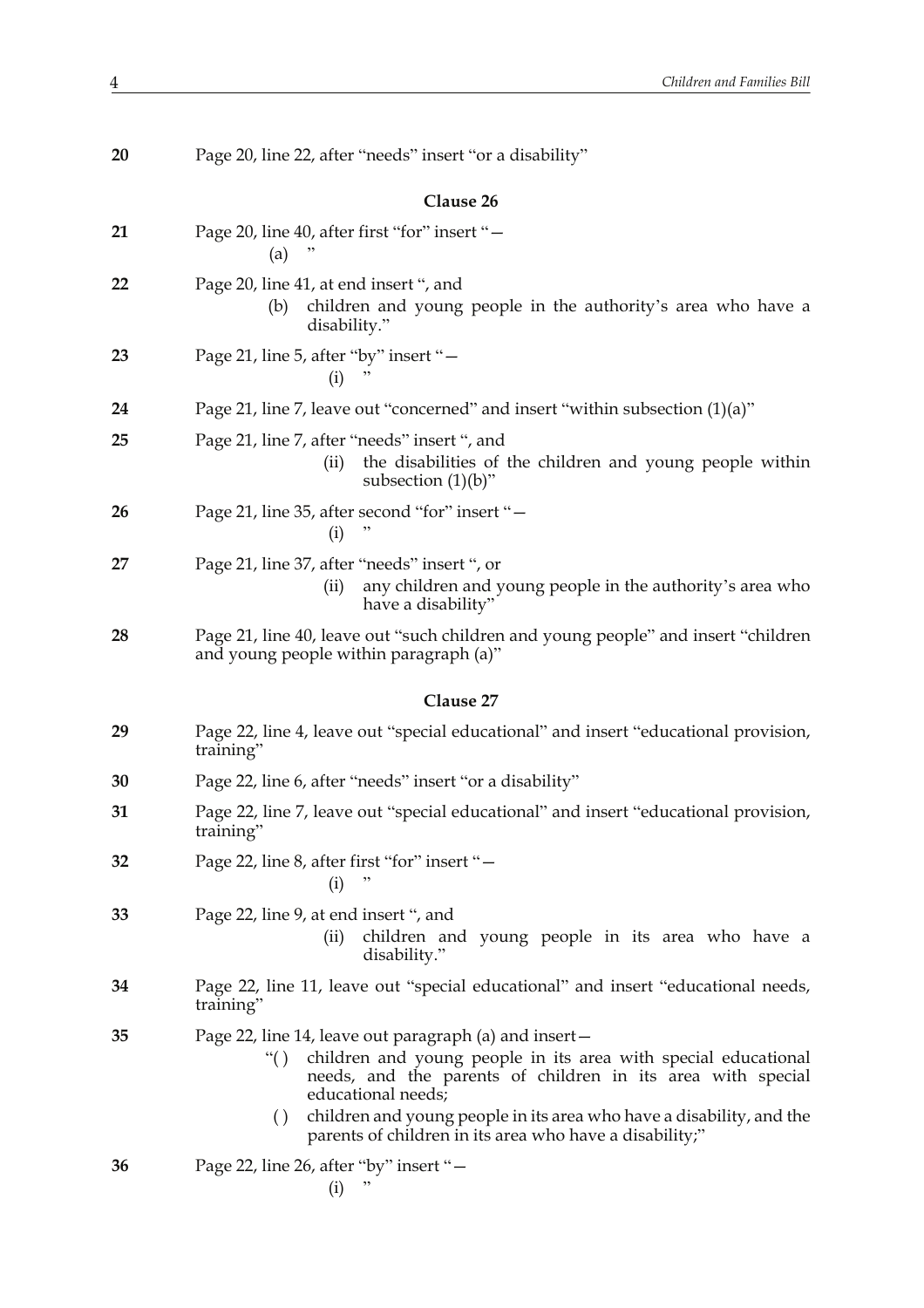20 Page 20, line 22, after "needs" insert "or a disability"

### Clause 26

21 Page 20, line 40, after first "for" insert "—

(a) "

22 Page 20, line 41, at end insert ", and

(b) children and young people in the authority's area who have a disability."

23 Page 21, line 5, after "by" insert "—

(i) "

24 Page 21, line 7, leave out "concerned" and insert "within subsection (1)(a)"

25 Page 21, line 7, after "needs" insert ", and

(ii) the disabilities of the children and young people within subsection (1)(b)"

26 Page 21, line 35, after second "for" insert "—

(i) "

27 Page 21, line 37, after "needs" insert ", or

(ii) any children and young people in the authority's area who have a disability"

28 Page 21, line 40, leave out "such children and young people" and insert "children and young people within paragraph (a)"

### Clause 27

29 Page 22, line 4, leave out "special educational" and insert "educational provision, training"

30 Page 22, line 6, after "needs" insert "or a disability"

31 Page 22, line 7, leave out "special educational" and insert "educational provision, training"

32 Page 22, line 8, after first "for" insert "—

(i) "

33 Page 22, line 9, at end insert ", and

(ii) children and young people in its area who have a disability."

34 Page 22, line 11, leave out "special educational" and insert "educational needs, training"

35 Page 22, line 14, leave out paragraph (a) and insert—

"( ) children and young people in its area with special educational needs, and the parents of children in its area with special educational needs;

( ) children and young people in its area who have a disability, and the parents of children in its area who have a disability;"

36 Page 22, line 26, after "by" insert "—

(i) "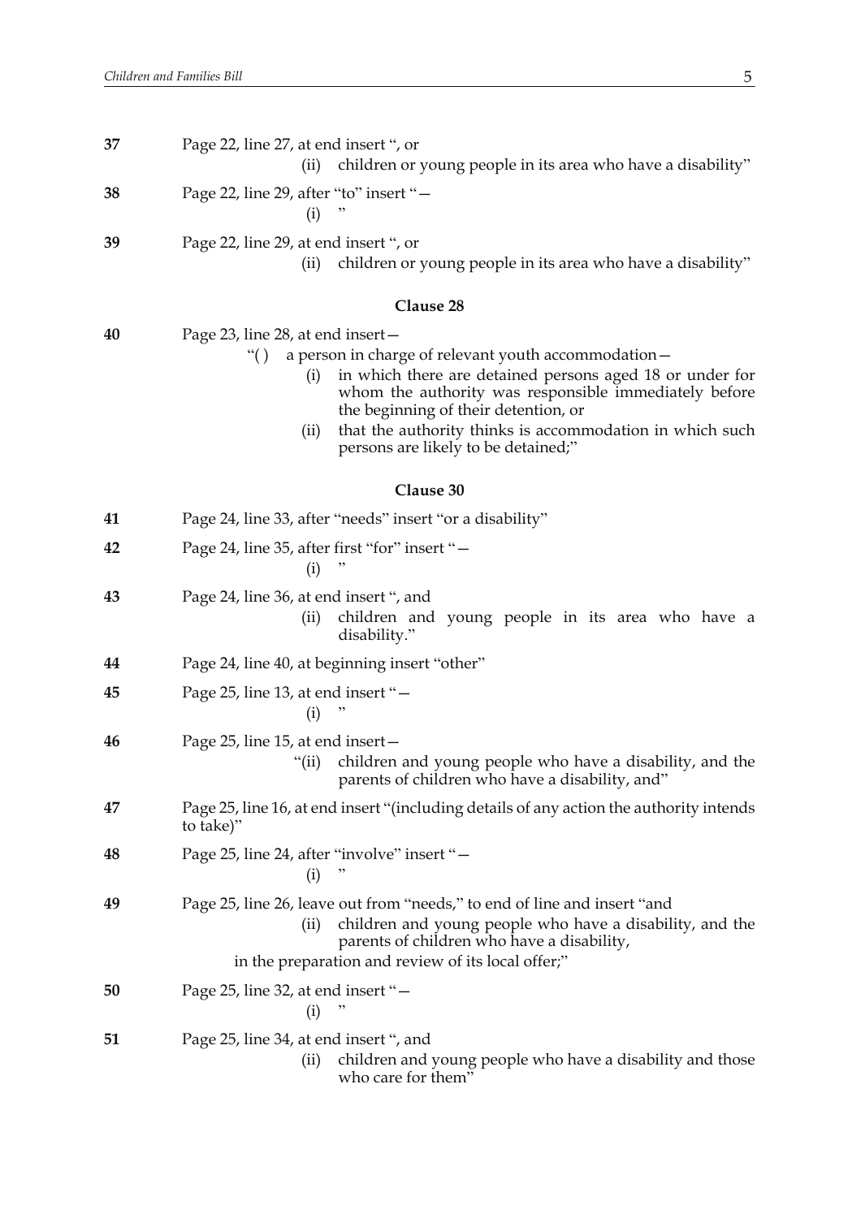**37** Page 22, line 27, at end insert ", or

(ii) children or young people in its area who have a disability"

**38** Page 22, line 29, after "to" insert "—

(i) "

**39** Page 22, line 29, at end insert ", or

(ii) children or young people in its area who have a disability"

### Clause 28

**40** Page 23, line 28, at end insert—

"( ) a person in charge of relevant youth accommodation—

(i) in which there are detained persons aged 18 or under for whom the authority was responsible immediately before the beginning of their detention, or

(ii) that the authority thinks is accommodation in which such persons are likely to be detained;"

### Clause 30

**41** Page 24, line 33, after "needs" insert "or a disability"

**42** Page 24, line 35, after first "for" insert "—

(i) "

**43** Page 24, line 36, at end insert ", and

(ii) children and young people in its area who have a disability."

**44** Page 24, line 40, at beginning insert "other"

**45** Page 25, line 13, at end insert "—

(i) "

**46** Page 25, line 15, at end insert—

"(ii) children and young people who have a disability, and the parents of children who have a disability, and"

**47** Page 25, line 16, at end insert "(including details of any action the authority intends to take)"

**48** Page 25, line 24, after "involve" insert "—

(i) "

**49** Page 25, line 26, leave out from "needs," to end of line and insert "and

(ii) children and young people who have a disability, and the parents of children who have a disability,

in the preparation and review of its local offer;"

**50** Page 25, line 32, at end insert "—

(i) "

**51** Page 25, line 34, at end insert ", and

(ii) children and young people who have a disability and those who care for them"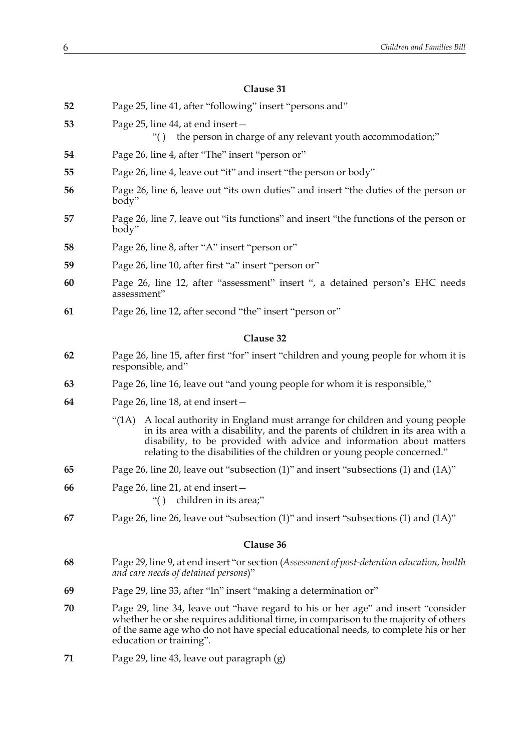### Clause 31

**52** Page 25, line 41, after "following" insert "persons and"

**53** Page 25, line 44, at end insert—

"( ) the person in charge of any relevant youth accommodation;"

**54** Page 26, line 4, after "The" insert "person or"

**55** Page 26, line 4, leave out "it" and insert "the person or body"

**56** Page 26, line 6, leave out "its own duties" and insert "the duties of the person or body"

**57** Page 26, line 7, leave out "its functions" and insert "the functions of the person or body"

**58** Page 26, line 8, after "A" insert "person or"

**59** Page 26, line 10, after first "a" insert "person or"

**60** Page 26, line 12, after "assessment" insert ", a detained person's EHC needs assessment"

**61** Page 26, line 12, after second "the" insert "person or"

### Clause 32

**62** Page 26, line 15, after first "for" insert "children and young people for whom it is responsible, and"

**63** Page 26, line 16, leave out "and young people for whom it is responsible,"

**64** Page 26, line 18, at end insert—

"(1A) A local authority in England must arrange for children and young people in its area with a disability, and the parents of children in its area with a disability, to be provided with advice and information about matters relating to the disabilities of the children or young people concerned."

**65** Page 26, line 20, leave out "subsection (1)" and insert "subsections (1) and (1A)"

**66** Page 26, line 21, at end insert—

"( ) children in its area;"

**67** Page 26, line 26, leave out "subsection (1)" and insert "subsections (1) and (1A)"

### Clause 36

**68** Page 29, line 9, at end insert "or section (*Assessment of post-detention education, health and care needs of detained persons*)"

**69** Page 29, line 33, after "In" insert "making a determination or"

**70** Page 29, line 34, leave out "have regard to his or her age" and insert "consider whether he or she requires additional time, in comparison to the majority of others of the same age who do not have special educational needs, to complete his or her education or training".

**71** Page 29, line 43, leave out paragraph (g)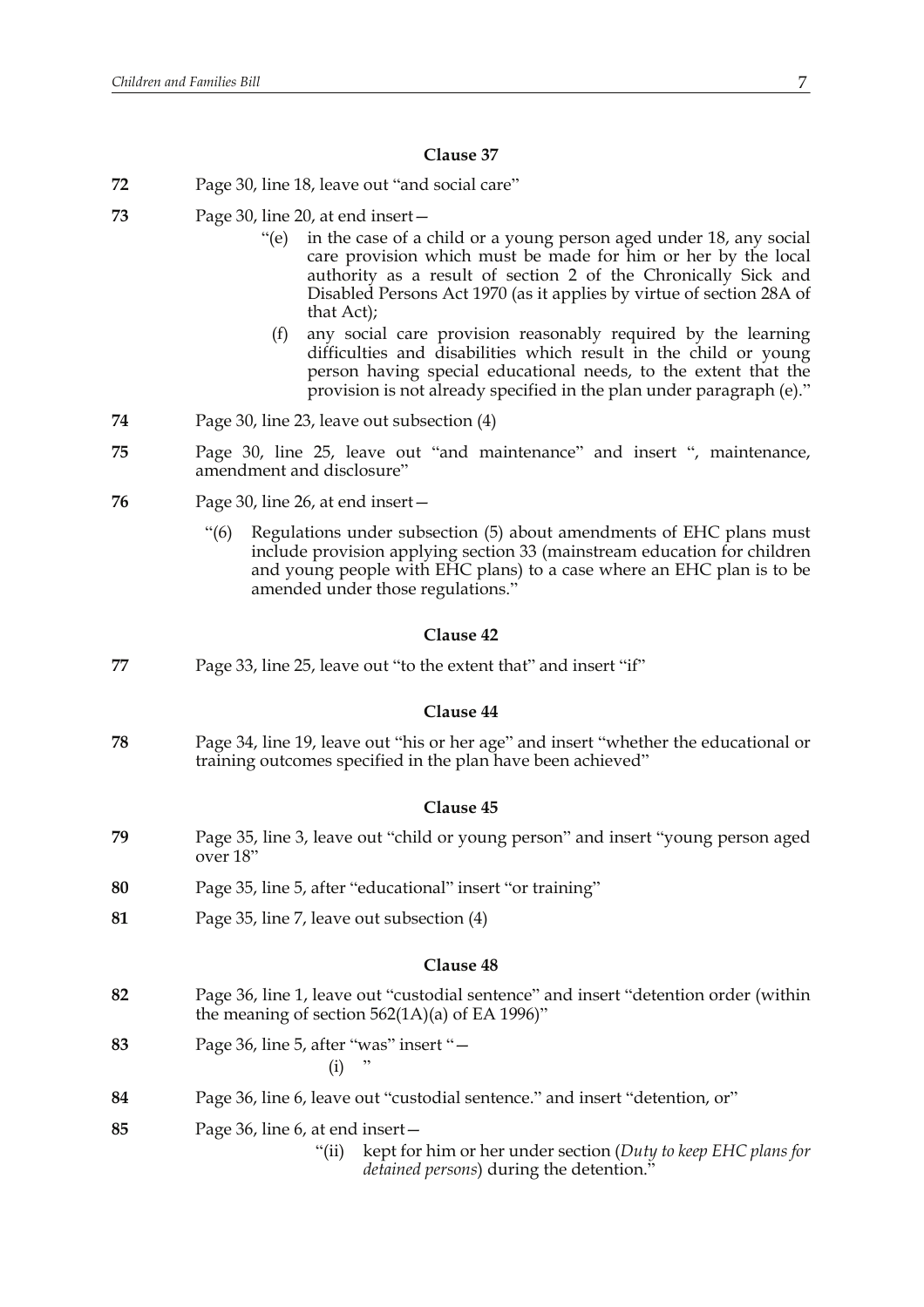### Clause 37

**72** Page 30, line 18, leave out "and social care"

**73** Page 30, line 20, at end insert—

> "(e) in the case of a child or a young person aged under 18, any social care provision which must be made for him or her by the local authority as a result of section 2 of the Chronically Sick and Disabled Persons Act 1970 (as it applies by virtue of section 28A of that Act);
>
> (f) any social care provision reasonably required by the learning difficulties and disabilities which result in the child or young person having special educational needs, to the extent that the provision is not already specified in the plan under paragraph (e)."

**74** Page 30, line 23, leave out subsection (4)

**75** Page 30, line 25, leave out "and maintenance" and insert ", maintenance, amendment and disclosure"

**76** Page 30, line 26, at end insert—

> "(6) Regulations under subsection (5) about amendments of EHC plans must include provision applying section 33 (mainstream education for children and young people with EHC plans) to a case where an EHC plan is to be amended under those regulations."

### Clause 42

**77** Page 33, line 25, leave out "to the extent that" and insert "if"

### Clause 44

**78** Page 34, line 19, leave out "his or her age" and insert "whether the educational or training outcomes specified in the plan have been achieved"

### Clause 45

**79** Page 35, line 3, leave out "child or young person" and insert "young person aged over 18"

**80** Page 35, line 5, after "educational" insert "or training"

**81** Page 35, line 7, leave out subsection (4)

### Clause 48

**82** Page 36, line 1, leave out "custodial sentence" and insert "detention order (within the meaning of section 562(1A)(a) of EA 1996)"

**83** Page 36, line 5, after "was" insert "—

> (i) "

**84** Page 36, line 6, leave out "custodial sentence." and insert "detention, or"

**85** Page 36, line 6, at end insert—

> "(ii) kept for him or her under section (*Duty to keep EHC plans for detained persons*) during the detention."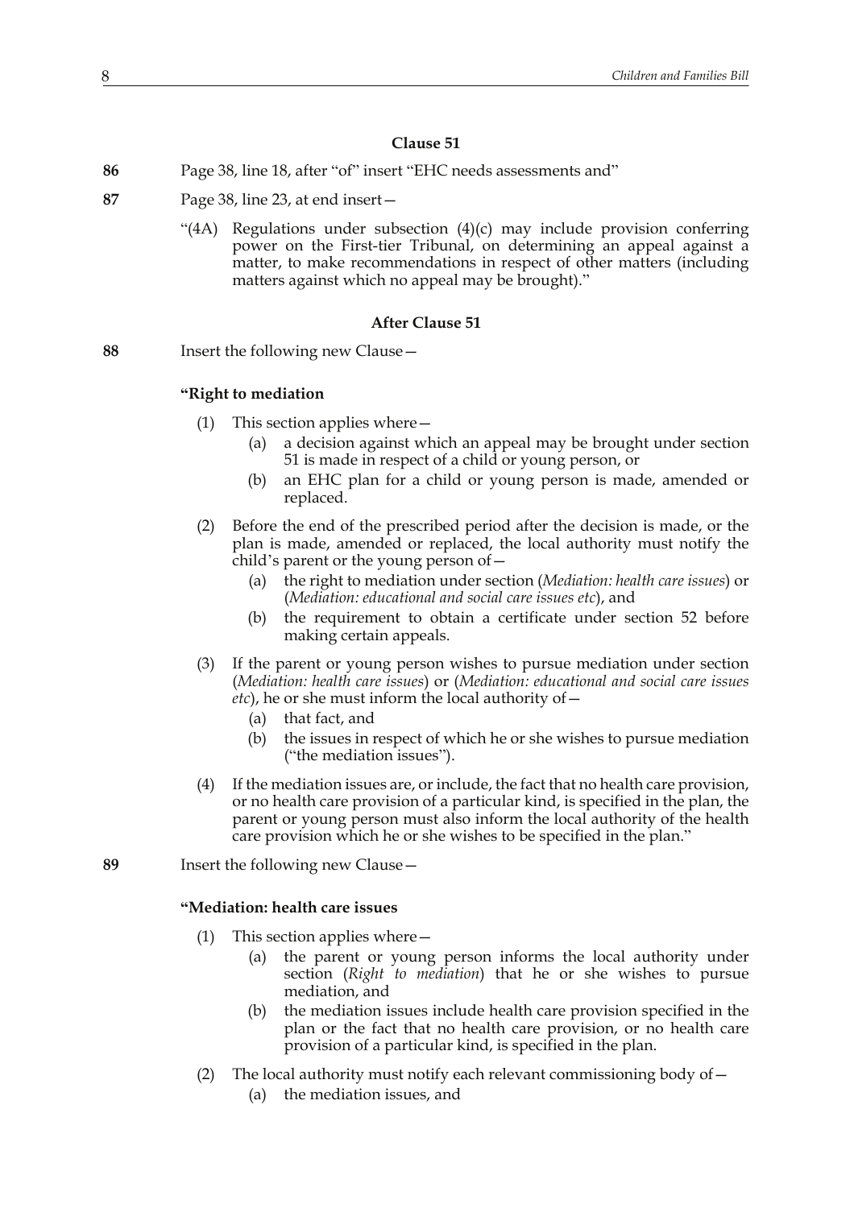### Clause 51

**86** Page 38, line 18, after "of" insert "EHC needs assessments and"

**87** Page 38, line 23, at end insert—

"(4A) Regulations under subsection (4)(c) may include provision conferring power on the First-tier Tribunal, on determining an appeal against a matter, to make recommendations in respect of other matters (including matters against which no appeal may be brought)."

### After Clause 51

**88** Insert the following new Clause—

**"Right to mediation**

(1) This section applies where—

(a) a decision against which an appeal may be brought under section 51 is made in respect of a child or young person, or

(b) an EHC plan for a child or young person is made, amended or replaced.

(2) Before the end of the prescribed period after the decision is made, or the plan is made, amended or replaced, the local authority must notify the child's parent or the young person of—

(a) the right to mediation under section (*Mediation: health care issues*) or (*Mediation: educational and social care issues etc*), and

(b) the requirement to obtain a certificate under section 52 before making certain appeals.

(3) If the parent or young person wishes to pursue mediation under section (*Mediation: health care issues*) or (*Mediation: educational and social care issues etc*), he or she must inform the local authority of—

(a) that fact, and

(b) the issues in respect of which he or she wishes to pursue mediation ("the mediation issues").

(4) If the mediation issues are, or include, the fact that no health care provision, or no health care provision of a particular kind, is specified in the plan, the parent or young person must also inform the local authority of the health care provision which he or she wishes to be specified in the plan."

**89** Insert the following new Clause—

**"Mediation: health care issues**

(1) This section applies where—

(a) the parent or young person informs the local authority under section (*Right to mediation*) that he or she wishes to pursue mediation, and

(b) the mediation issues include health care provision specified in the plan or the fact that no health care provision, or no health care provision of a particular kind, is specified in the plan.

(2) The local authority must notify each relevant commissioning body of—

(a) the mediation issues, and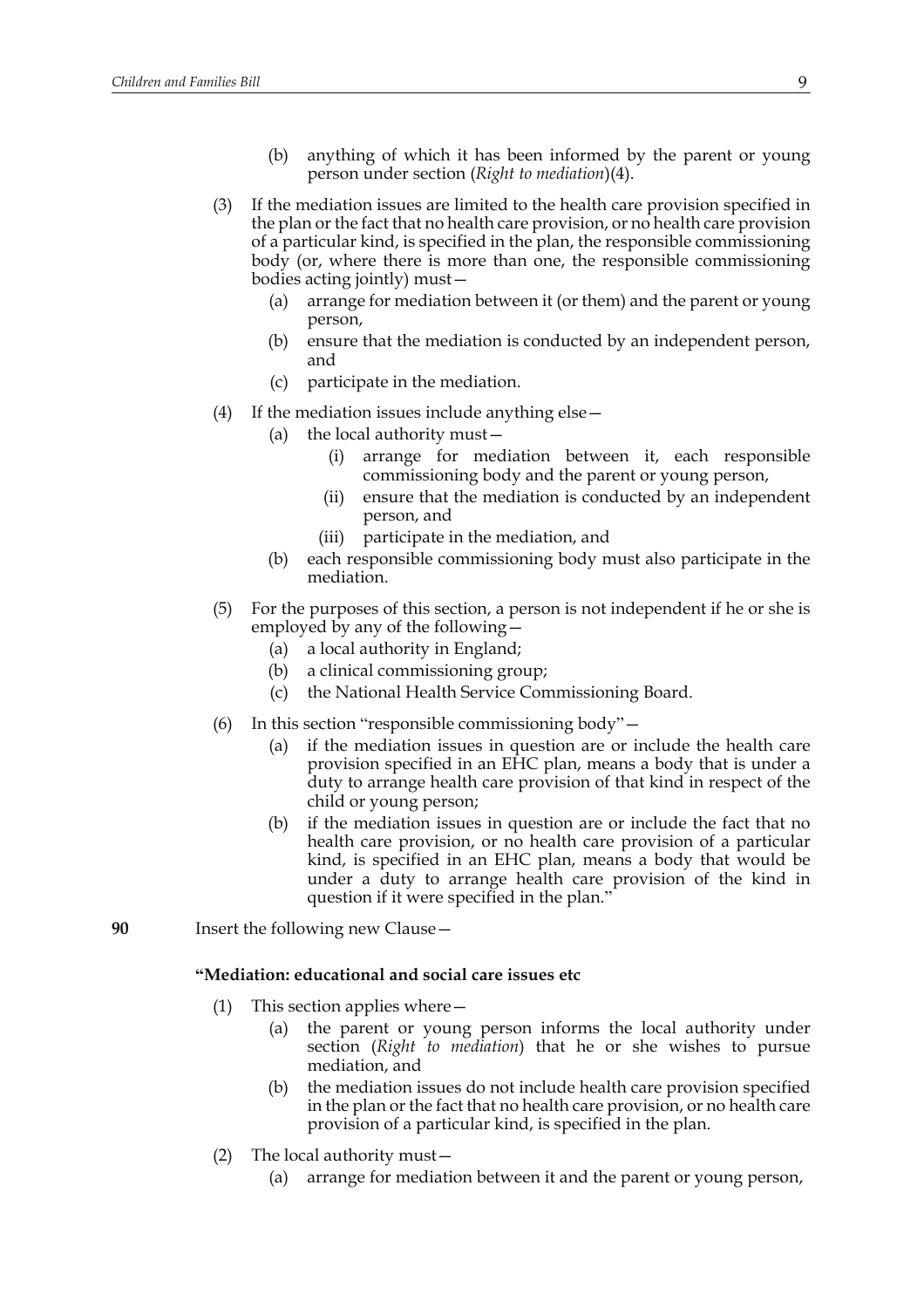(b) anything of which it has been informed by the parent or young person under section (*Right to mediation*)(4).

(3) If the mediation issues are limited to the health care provision specified in the plan or the fact that no health care provision, or no health care provision of a particular kind, is specified in the plan, the responsible commissioning body (or, where there is more than one, the responsible commissioning bodies acting jointly) must—

(a) arrange for mediation between it (or them) and the parent or young person,

(b) ensure that the mediation is conducted by an independent person, and

(c) participate in the mediation.

(4) If the mediation issues include anything else—

(a) the local authority must—

(i) arrange for mediation between it, each responsible commissioning body and the parent or young person,

(ii) ensure that the mediation is conducted by an independent person, and

(iii) participate in the mediation, and

(b) each responsible commissioning body must also participate in the mediation.

(5) For the purposes of this section, a person is not independent if he or she is employed by any of the following—

(a) a local authority in England;

(b) a clinical commissioning group;

(c) the National Health Service Commissioning Board.

(6) In this section "responsible commissioning body"—

(a) if the mediation issues in question are or include the health care provision specified in an EHC plan, means a body that is under a duty to arrange health care provision of that kind in respect of the child or young person;

(b) if the mediation issues in question are or include the fact that no health care provision, or no health care provision of a particular kind, is specified in an EHC plan, means a body that would be under a duty to arrange health care provision of the kind in question if it were specified in the plan."

**90** Insert the following new Clause—

**"Mediation: educational and social care issues etc**

(1) This section applies where—

(a) the parent or young person informs the local authority under section (*Right to mediation*) that he or she wishes to pursue mediation, and

(b) the mediation issues do not include health care provision specified in the plan or the fact that no health care provision, or no health care provision of a particular kind, is specified in the plan.

(2) The local authority must—

(a) arrange for mediation between it and the parent or young person,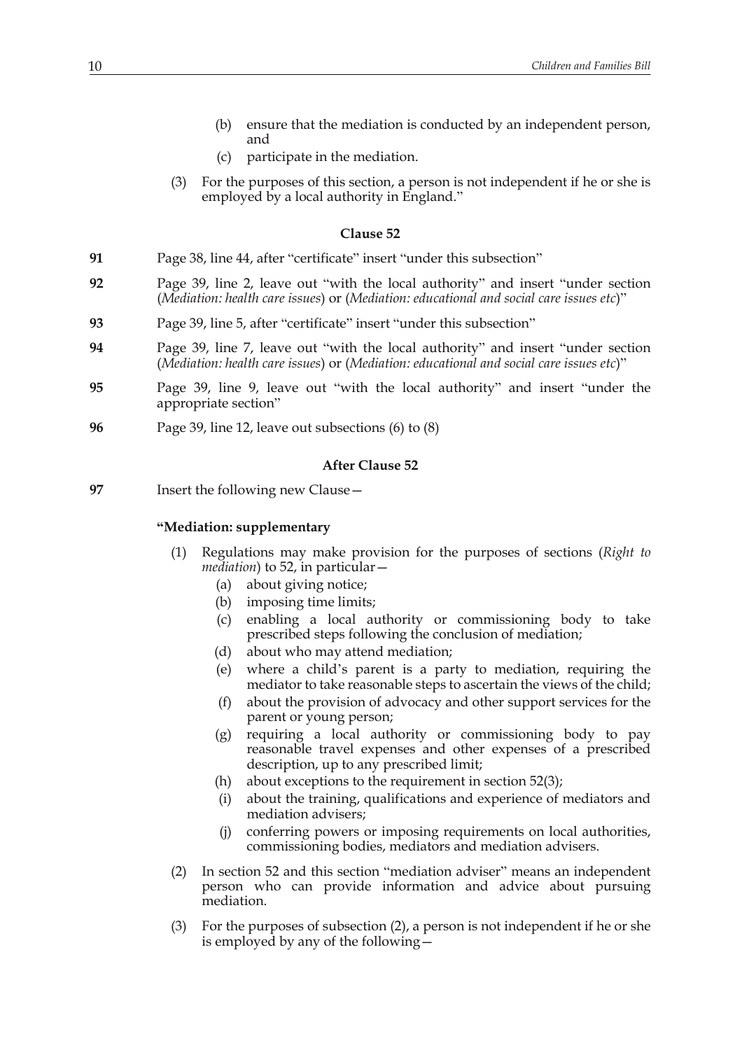(b) ensure that the mediation is conducted by an independent person, and

(c) participate in the mediation.

(3) For the purposes of this section, a person is not independent if he or she is employed by a local authority in England."

### Clause 52

**91** Page 38, line 44, after "certificate" insert "under this subsection"

**92** Page 39, line 2, leave out "with the local authority" and insert "under section (*Mediation: health care issues*) or (*Mediation: educational and social care issues etc*)"

**93** Page 39, line 5, after "certificate" insert "under this subsection"

**94** Page 39, line 7, leave out "with the local authority" and insert "under section (*Mediation: health care issues*) or (*Mediation: educational and social care issues etc*)"

**95** Page 39, line 9, leave out "with the local authority" and insert "under the appropriate section"

**96** Page 39, line 12, leave out subsections (6) to (8)

### After Clause 52

**97** Insert the following new Clause—

**"Mediation: supplementary**

(1) Regulations may make provision for the purposes of sections (*Right to mediation*) to 52, in particular—

(a) about giving notice;

(b) imposing time limits;

(c) enabling a local authority or commissioning body to take prescribed steps following the conclusion of mediation;

(d) about who may attend mediation;

(e) where a child's parent is a party to mediation, requiring the mediator to take reasonable steps to ascertain the views of the child;

(f) about the provision of advocacy and other support services for the parent or young person;

(g) requiring a local authority or commissioning body to pay reasonable travel expenses and other expenses of a prescribed description, up to any prescribed limit;

(h) about exceptions to the requirement in section 52(3);

(i) about the training, qualifications and experience of mediators and mediation advisers;

(j) conferring powers or imposing requirements on local authorities, commissioning bodies, mediators and mediation advisers.

(2) In section 52 and this section "mediation adviser" means an independent person who can provide information and advice about pursuing mediation.

(3) For the purposes of subsection (2), a person is not independent if he or she is employed by any of the following—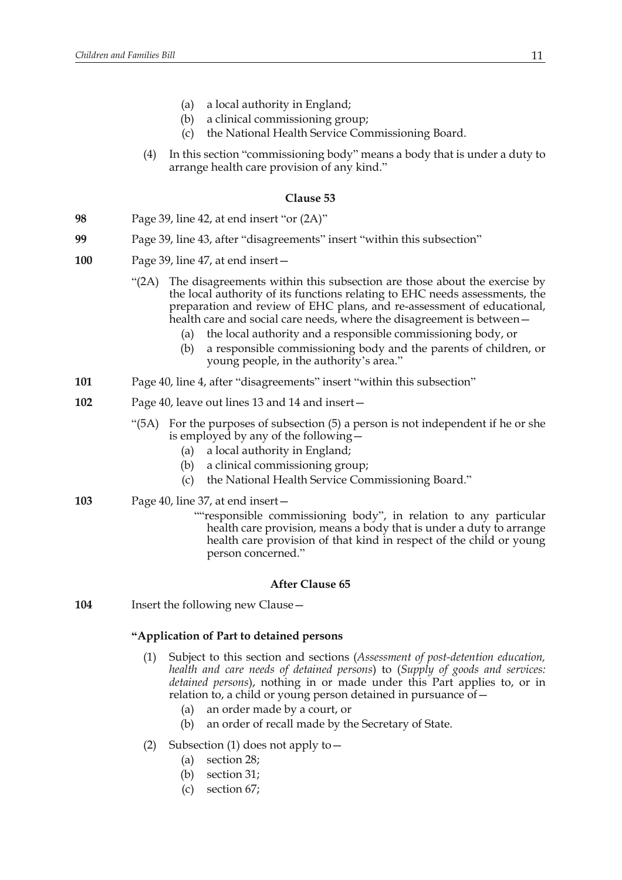(a) a local authority in England;

(b) a clinical commissioning group;

(c) the National Health Service Commissioning Board.

(4) In this section "commissioning body" means a body that is under a duty to arrange health care provision of any kind."

### Clause 53

**98** Page 39, line 42, at end insert "or (2A)"

**99** Page 39, line 43, after "disagreements" insert "within this subsection"

**100** Page 39, line 47, at end insert—

"(2A) The disagreements within this subsection are those about the exercise by the local authority of its functions relating to EHC needs assessments, the preparation and review of EHC plans, and re-assessment of educational, health care and social care needs, where the disagreement is between—

(a) the local authority and a responsible commissioning body, or

(b) a responsible commissioning body and the parents of children, or young people, in the authority's area."

**101** Page 40, line 4, after "disagreements" insert "within this subsection"

**102** Page 40, leave out lines 13 and 14 and insert—

"(5A) For the purposes of subsection (5) a person is not independent if he or she is employed by any of the following—

(a) a local authority in England;

(b) a clinical commissioning group;

(c) the National Health Service Commissioning Board."

**103** Page 40, line 37, at end insert—

""responsible commissioning body", in relation to any particular health care provision, means a body that is under a duty to arrange health care provision of that kind in respect of the child or young person concerned."

### After Clause 65

**104** Insert the following new Clause—

**"Application of Part to detained persons**

(1) Subject to this section and sections (*Assessment of post-detention education, health and care needs of detained persons*) to (*Supply of goods and services: detained persons*), nothing in or made under this Part applies to, or in relation to, a child or young person detained in pursuance of—

(a) an order made by a court, or

(b) an order of recall made by the Secretary of State.

(2) Subsection (1) does not apply to—

(a) section 28;

(b) section 31;

(c) section 67;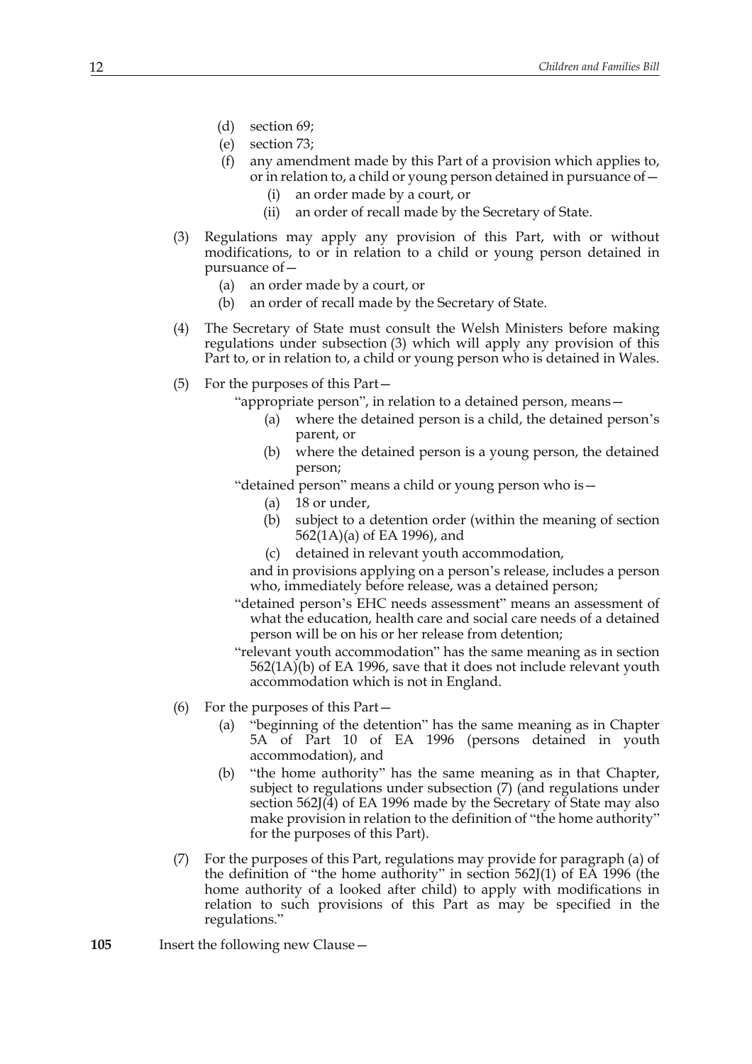(d) section 69;

(e) section 73;

(f) any amendment made by this Part of a provision which applies to, or in relation to, a child or young person detained in pursuance of—

(i) an order made by a court, or

(ii) an order of recall made by the Secretary of State.

(3) Regulations may apply any provision of this Part, with or without modifications, to or in relation to a child or young person detained in pursuance of—

(a) an order made by a court, or

(b) an order of recall made by the Secretary of State.

(4) The Secretary of State must consult the Welsh Ministers before making regulations under subsection (3) which will apply any provision of this Part to, or in relation to, a child or young person who is detained in Wales.

(5) For the purposes of this Part—

"appropriate person", in relation to a detained person, means—

(a) where the detained person is a child, the detained person's parent, or

(b) where the detained person is a young person, the detained person;

"detained person" means a child or young person who is—

(a) 18 or under,

(b) subject to a detention order (within the meaning of section 562(1A)(a) of EA 1996), and

(c) detained in relevant youth accommodation,

and in provisions applying on a person's release, includes a person who, immediately before release, was a detained person;

"detained person's EHC needs assessment" means an assessment of what the education, health care and social care needs of a detained person will be on his or her release from detention;

"relevant youth accommodation" has the same meaning as in section 562(1A)(b) of EA 1996, save that it does not include relevant youth accommodation which is not in England.

(6) For the purposes of this Part—

(a) "beginning of the detention" has the same meaning as in Chapter 5A of Part 10 of EA 1996 (persons detained in youth accommodation), and

(b) "the home authority" has the same meaning as in that Chapter, subject to regulations under subsection (7) (and regulations under section 562J(4) of EA 1996 made by the Secretary of State may also make provision in relation to the definition of "the home authority" for the purposes of this Part).

(7) For the purposes of this Part, regulations may provide for paragraph (a) of the definition of "the home authority" in section 562J(1) of EA 1996 (the home authority of a looked after child) to apply with modifications in relation to such provisions of this Part as may be specified in the regulations."

**105** Insert the following new Clause—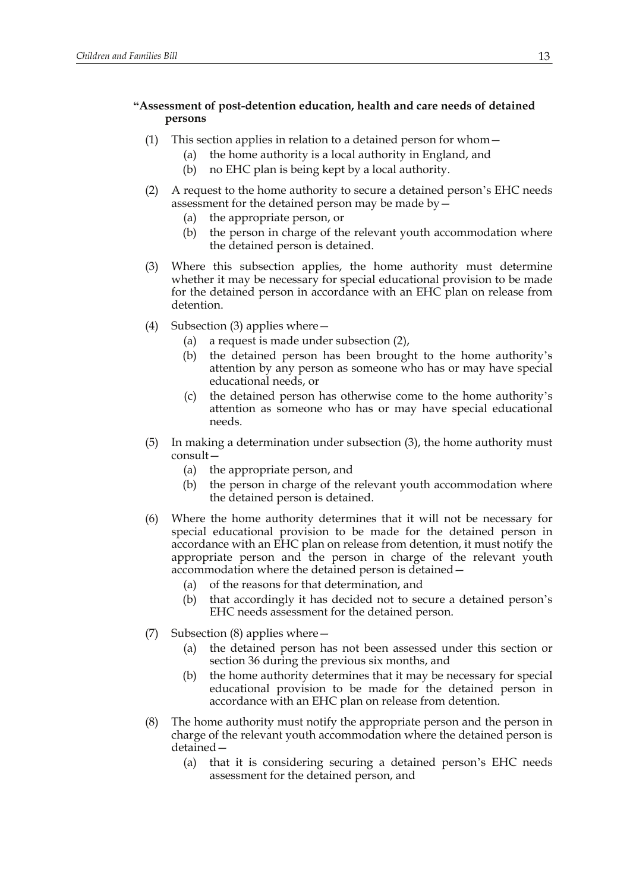**"Assessment of post-detention education, health and care needs of detained persons**

(1) This section applies in relation to a detained person for whom—
   (a) the home authority is a local authority in England, and
   (b) no EHC plan is being kept by a local authority.

(2) A request to the home authority to secure a detained person's EHC needs assessment for the detained person may be made by—
   (a) the appropriate person, or
   (b) the person in charge of the relevant youth accommodation where the detained person is detained.

(3) Where this subsection applies, the home authority must determine whether it may be necessary for special educational provision to be made for the detained person in accordance with an EHC plan on release from detention.

(4) Subsection (3) applies where—
   (a) a request is made under subsection (2),
   (b) the detained person has been brought to the home authority's attention by any person as someone who has or may have special educational needs, or
   (c) the detained person has otherwise come to the home authority's attention as someone who has or may have special educational needs.

(5) In making a determination under subsection (3), the home authority must consult—
   (a) the appropriate person, and
   (b) the person in charge of the relevant youth accommodation where the detained person is detained.

(6) Where the home authority determines that it will not be necessary for special educational provision to be made for the detained person in accordance with an EHC plan on release from detention, it must notify the appropriate person and the person in charge of the relevant youth accommodation where the detained person is detained—
   (a) of the reasons for that determination, and
   (b) that accordingly it has decided not to secure a detained person's EHC needs assessment for the detained person.

(7) Subsection (8) applies where—
   (a) the detained person has not been assessed under this section or section 36 during the previous six months, and
   (b) the home authority determines that it may be necessary for special educational provision to be made for the detained person in accordance with an EHC plan on release from detention.

(8) The home authority must notify the appropriate person and the person in charge of the relevant youth accommodation where the detained person is detained—
   (a) that it is considering securing a detained person's EHC needs assessment for the detained person, and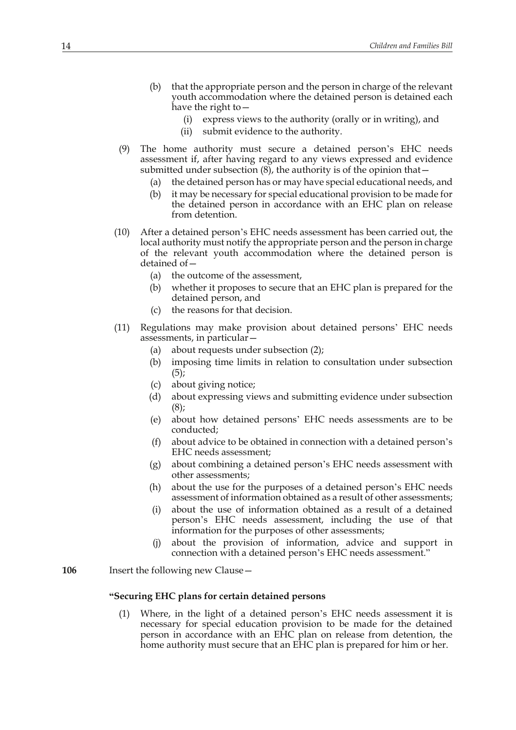(b) that the appropriate person and the person in charge of the relevant youth accommodation where the detained person is detained each have the right to—

  (i) express views to the authority (orally or in writing), and

  (ii) submit evidence to the authority.

(9) The home authority must secure a detained person's EHC needs assessment if, after having regard to any views expressed and evidence submitted under subsection (8), the authority is of the opinion that—

  (a) the detained person has or may have special educational needs, and

  (b) it may be necessary for special educational provision to be made for the detained person in accordance with an EHC plan on release from detention.

(10) After a detained person's EHC needs assessment has been carried out, the local authority must notify the appropriate person and the person in charge of the relevant youth accommodation where the detained person is detained of—

  (a) the outcome of the assessment,

  (b) whether it proposes to secure that an EHC plan is prepared for the detained person, and

  (c) the reasons for that decision.

(11) Regulations may make provision about detained persons' EHC needs assessments, in particular—

  (a) about requests under subsection (2);

  (b) imposing time limits in relation to consultation under subsection (5);

  (c) about giving notice;

  (d) about expressing views and submitting evidence under subsection (8);

  (e) about how detained persons' EHC needs assessments are to be conducted;

  (f) about advice to be obtained in connection with a detained person's EHC needs assessment;

  (g) about combining a detained person's EHC needs assessment with other assessments;

  (h) about the use for the purposes of a detained person's EHC needs assessment of information obtained as a result of other assessments;

  (i) about the use of information obtained as a result of a detained person's EHC needs assessment, including the use of that information for the purposes of other assessments;

  (j) about the provision of information, advice and support in connection with a detained person's EHC needs assessment."

**106** Insert the following new Clause—

**"Securing EHC plans for certain detained persons**

(1) Where, in the light of a detained person's EHC needs assessment it is necessary for special education provision to be made for the detained person in accordance with an EHC plan on release from detention, the home authority must secure that an EHC plan is prepared for him or her.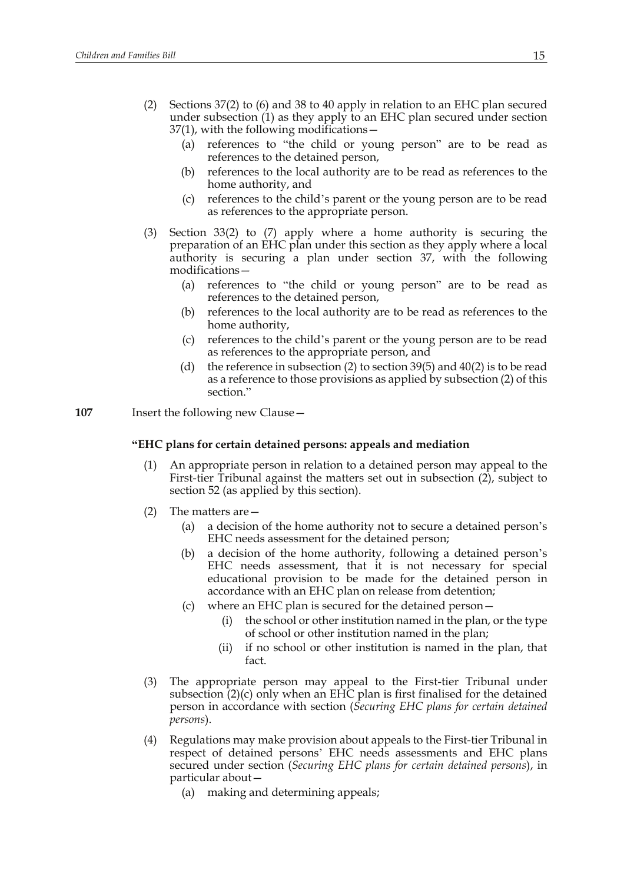(2) Sections 37(2) to (6) and 38 to 40 apply in relation to an EHC plan secured under subsection (1) as they apply to an EHC plan secured under section 37(1), with the following modifications—

   (a) references to "the child or young person" are to be read as references to the detained person,

   (b) references to the local authority are to be read as references to the home authority, and

   (c) references to the child's parent or the young person are to be read as references to the appropriate person.

(3) Section 33(2) to (7) apply where a home authority is securing the preparation of an EHC plan under this section as they apply where a local authority is securing a plan under section 37, with the following modifications—

   (a) references to "the child or young person" are to be read as references to the detained person,

   (b) references to the local authority are to be read as references to the home authority,

   (c) references to the child's parent or the young person are to be read as references to the appropriate person, and

   (d) the reference in subsection (2) to section 39(5) and 40(2) is to be read as a reference to those provisions as applied by subsection (2) of this section."

**107** Insert the following new Clause—

**"EHC plans for certain detained persons: appeals and mediation**

(1) An appropriate person in relation to a detained person may appeal to the First-tier Tribunal against the matters set out in subsection (2), subject to section 52 (as applied by this section).

(2) The matters are—

   (a) a decision of the home authority not to secure a detained person's EHC needs assessment for the detained person;

   (b) a decision of the home authority, following a detained person's EHC needs assessment, that it is not necessary for special educational provision to be made for the detained person in accordance with an EHC plan on release from detention;

   (c) where an EHC plan is secured for the detained person—

      (i) the school or other institution named in the plan, or the type of school or other institution named in the plan;

      (ii) if no school or other institution is named in the plan, that fact.

(3) The appropriate person may appeal to the First-tier Tribunal under subsection (2)(c) only when an EHC plan is first finalised for the detained person in accordance with section (*Securing EHC plans for certain detained persons*).

(4) Regulations may make provision about appeals to the First-tier Tribunal in respect of detained persons' EHC needs assessments and EHC plans secured under section (*Securing EHC plans for certain detained persons*), in particular about—

   (a) making and determining appeals;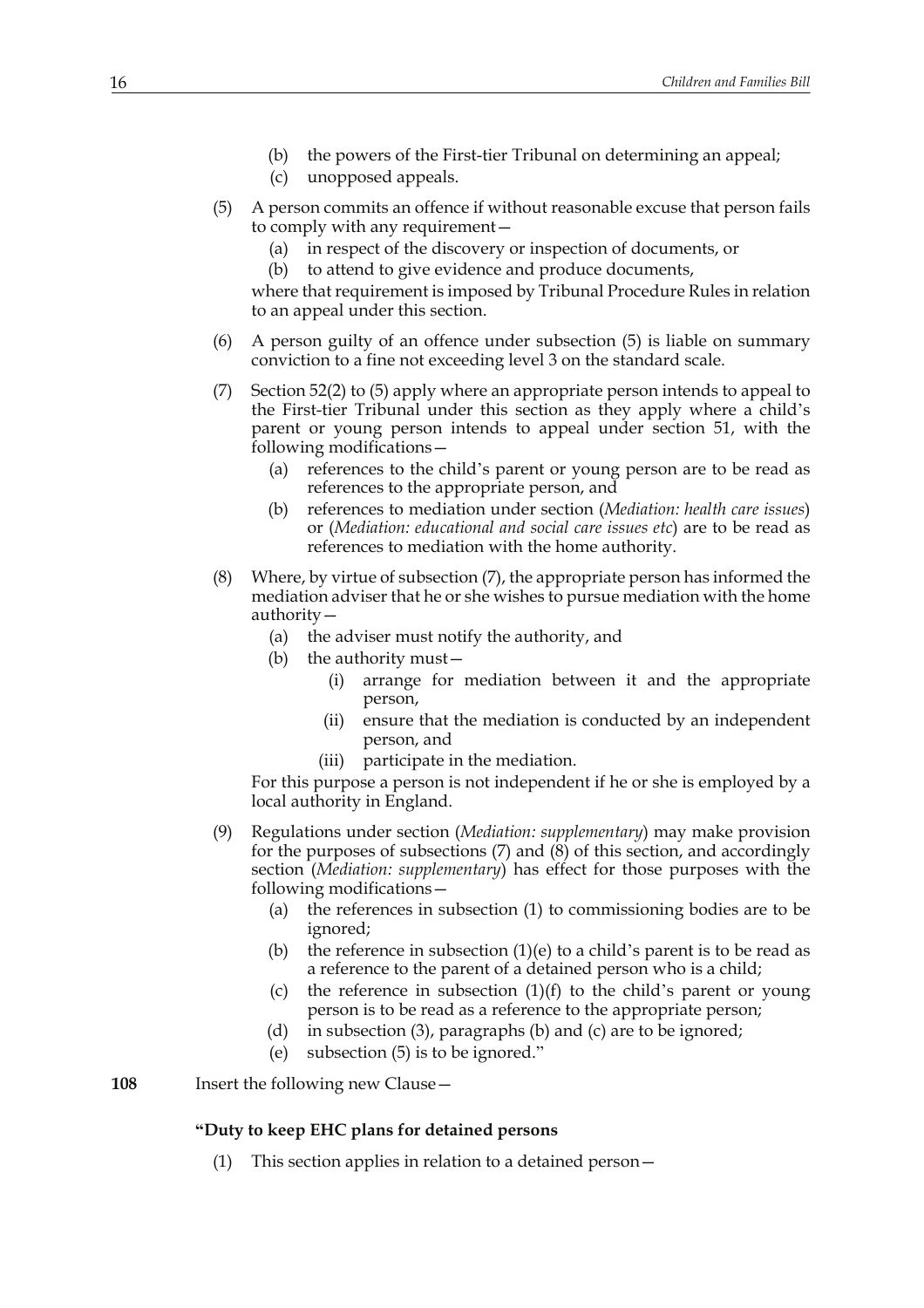(b) the powers of the First-tier Tribunal on determining an appeal;

(c) unopposed appeals.

(5) A person commits an offence if without reasonable excuse that person fails to comply with any requirement—

(a) in respect of the discovery or inspection of documents, or

(b) to attend to give evidence and produce documents,

where that requirement is imposed by Tribunal Procedure Rules in relation to an appeal under this section.

(6) A person guilty of an offence under subsection (5) is liable on summary conviction to a fine not exceeding level 3 on the standard scale.

(7) Section 52(2) to (5) apply where an appropriate person intends to appeal to the First-tier Tribunal under this section as they apply where a child's parent or young person intends to appeal under section 51, with the following modifications—

(a) references to the child's parent or young person are to be read as references to the appropriate person, and

(b) references to mediation under section (*Mediation: health care issues*) or (*Mediation: educational and social care issues etc*) are to be read as references to mediation with the home authority.

(8) Where, by virtue of subsection (7), the appropriate person has informed the mediation adviser that he or she wishes to pursue mediation with the home authority—

(a) the adviser must notify the authority, and

(b) the authority must—

(i) arrange for mediation between it and the appropriate person,

(ii) ensure that the mediation is conducted by an independent person, and

(iii) participate in the mediation.

For this purpose a person is not independent if he or she is employed by a local authority in England.

(9) Regulations under section (*Mediation: supplementary*) may make provision for the purposes of subsections (7) and (8) of this section, and accordingly section (*Mediation: supplementary*) has effect for those purposes with the following modifications—

(a) the references in subsection (1) to commissioning bodies are to be ignored;

(b) the reference in subsection (1)(e) to a child's parent is to be read as a reference to the parent of a detained person who is a child;

(c) the reference in subsection (1)(f) to the child's parent or young person is to be read as a reference to the appropriate person;

(d) in subsection (3), paragraphs (b) and (c) are to be ignored;

(e) subsection (5) is to be ignored."

**108** Insert the following new Clause—

**"Duty to keep EHC plans for detained persons**

(1) This section applies in relation to a detained person—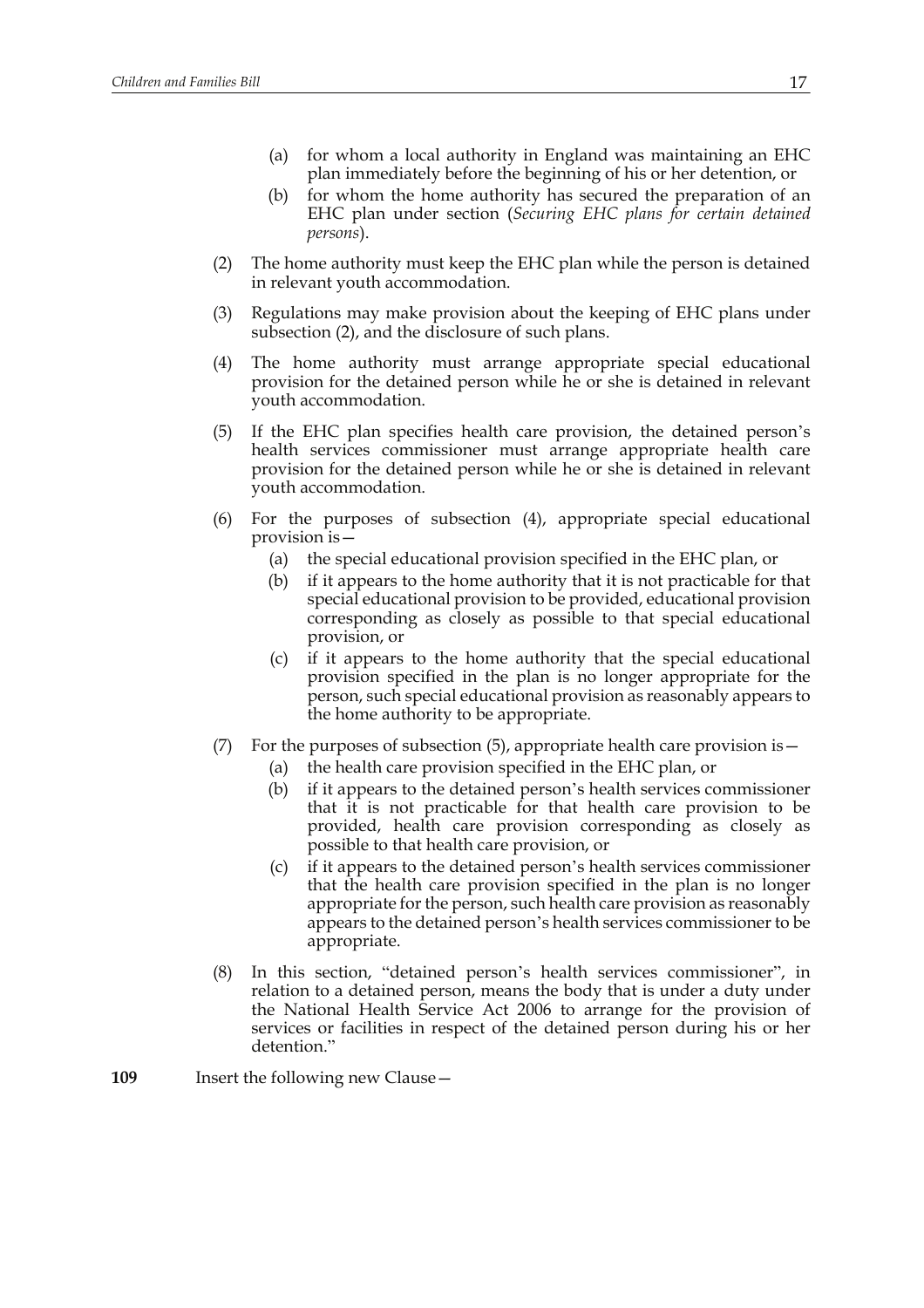(a) for whom a local authority in England was maintaining an EHC plan immediately before the beginning of his or her detention, or

(b) for whom the home authority has secured the preparation of an EHC plan under section (*Securing EHC plans for certain detained persons*).

(2) The home authority must keep the EHC plan while the person is detained in relevant youth accommodation.

(3) Regulations may make provision about the keeping of EHC plans under subsection (2), and the disclosure of such plans.

(4) The home authority must arrange appropriate special educational provision for the detained person while he or she is detained in relevant youth accommodation.

(5) If the EHC plan specifies health care provision, the detained person's health services commissioner must arrange appropriate health care provision for the detained person while he or she is detained in relevant youth accommodation.

(6) For the purposes of subsection (4), appropriate special educational provision is—

(a) the special educational provision specified in the EHC plan, or

(b) if it appears to the home authority that it is not practicable for that special educational provision to be provided, educational provision corresponding as closely as possible to that special educational provision, or

(c) if it appears to the home authority that the special educational provision specified in the plan is no longer appropriate for the person, such special educational provision as reasonably appears to the home authority to be appropriate.

(7) For the purposes of subsection (5), appropriate health care provision is—

(a) the health care provision specified in the EHC plan, or

(b) if it appears to the detained person's health services commissioner that it is not practicable for that health care provision to be provided, health care provision corresponding as closely as possible to that health care provision, or

(c) if it appears to the detained person's health services commissioner that the health care provision specified in the plan is no longer appropriate for the person, such health care provision as reasonably appears to the detained person's health services commissioner to be appropriate.

(8) In this section, "detained person's health services commissioner", in relation to a detained person, means the body that is under a duty under the National Health Service Act 2006 to arrange for the provision of services or facilities in respect of the detained person during his or her detention."

**109** Insert the following new Clause—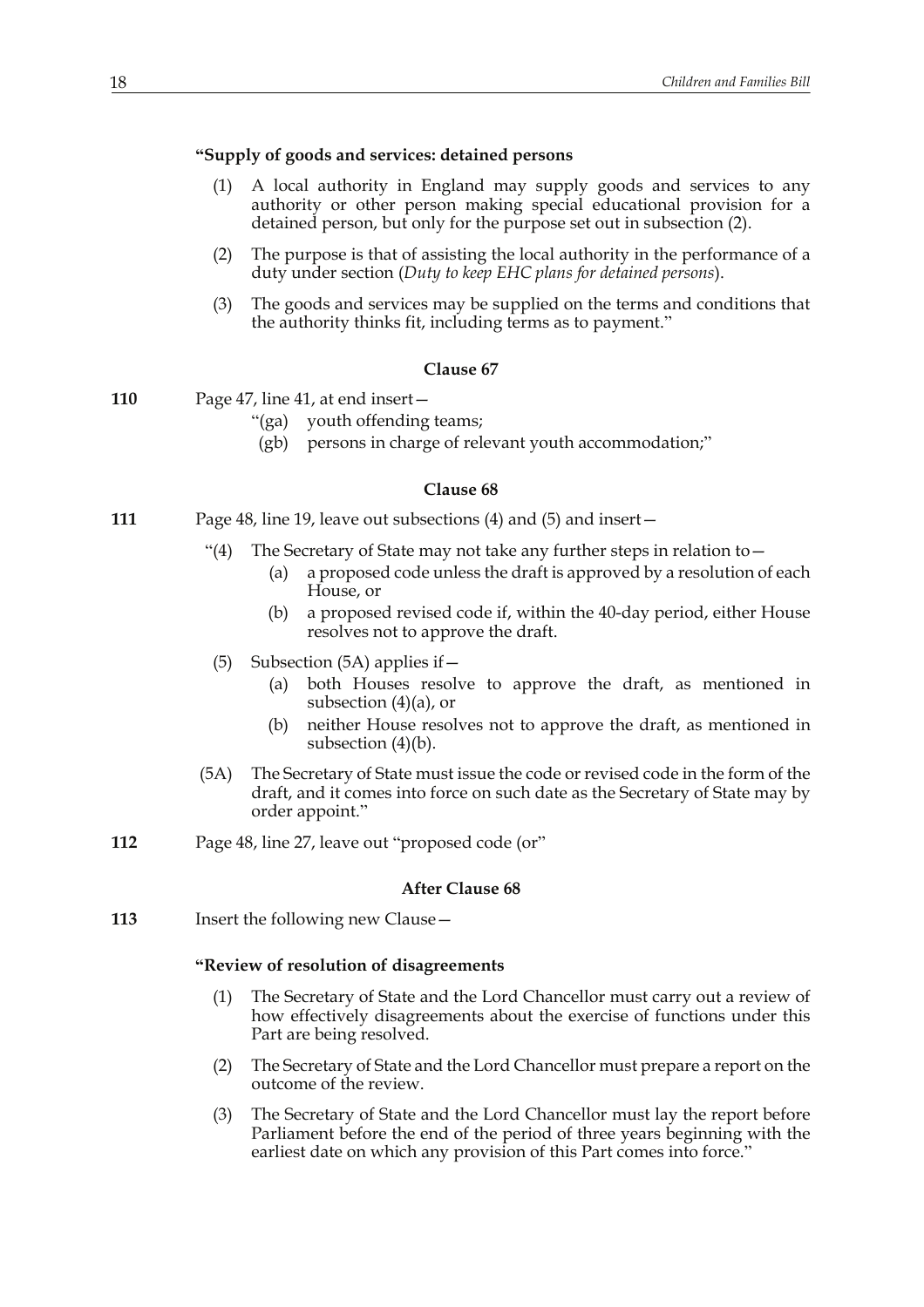**"Supply of goods and services: detained persons**

(1) A local authority in England may supply goods and services to any authority or other person making special educational provision for a detained person, but only for the purpose set out in subsection (2).

(2) The purpose is that of assisting the local authority in the performance of a duty under section (*Duty to keep EHC plans for detained persons*).

(3) The goods and services may be supplied on the terms and conditions that the authority thinks fit, including terms as to payment."

**Clause 67**

**110** Page 47, line 41, at end insert—

"(ga) youth offending teams;

(gb) persons in charge of relevant youth accommodation;"

**Clause 68**

**111** Page 48, line 19, leave out subsections (4) and (5) and insert—

"(4) The Secretary of State may not take any further steps in relation to—

(a) a proposed code unless the draft is approved by a resolution of each House, or

(b) a proposed revised code if, within the 40-day period, either House resolves not to approve the draft.

(5) Subsection (5A) applies if—

(a) both Houses resolve to approve the draft, as mentioned in subsection (4)(a), or

(b) neither House resolves not to approve the draft, as mentioned in subsection (4)(b).

(5A) The Secretary of State must issue the code or revised code in the form of the draft, and it comes into force on such date as the Secretary of State may by order appoint."

**112** Page 48, line 27, leave out "proposed code (or"

**After Clause 68**

**113** Insert the following new Clause—

**"Review of resolution of disagreements**

(1) The Secretary of State and the Lord Chancellor must carry out a review of how effectively disagreements about the exercise of functions under this Part are being resolved.

(2) The Secretary of State and the Lord Chancellor must prepare a report on the outcome of the review.

(3) The Secretary of State and the Lord Chancellor must lay the report before Parliament before the end of the period of three years beginning with the earliest date on which any provision of this Part comes into force."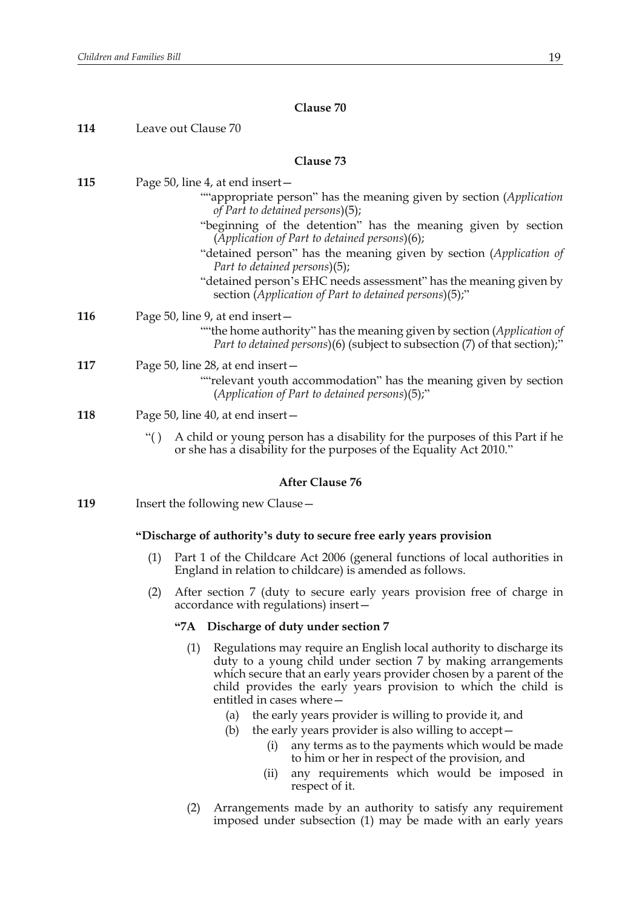### Clause 70

**114** Leave out Clause 70

### Clause 73

**115** Page 50, line 4, at end insert—

""appropriate person" has the meaning given by section (*Application of Part to detained persons*)(5);

"beginning of the detention" has the meaning given by section (*Application of Part to detained persons*)(6);

"detained person" has the meaning given by section (*Application of Part to detained persons*)(5);

"detained person's EHC needs assessment" has the meaning given by section (*Application of Part to detained persons*)(5);"

**116** Page 50, line 9, at end insert—

""the home authority" has the meaning given by section (*Application of Part to detained persons*)(6) (subject to subsection (7) of that section);"

**117** Page 50, line 28, at end insert—

""relevant youth accommodation" has the meaning given by section (*Application of Part to detained persons*)(5);"

**118** Page 50, line 40, at end insert—

"( ) A child or young person has a disability for the purposes of this Part if he or she has a disability for the purposes of the Equality Act 2010."

### After Clause 76

**119** Insert the following new Clause—

**"Discharge of authority's duty to secure free early years provision**

(1) Part 1 of the Childcare Act 2006 (general functions of local authorities in England in relation to childcare) is amended as follows.

(2) After section 7 (duty to secure early years provision free of charge in accordance with regulations) insert—

**"7A Discharge of duty under section 7**

(1) Regulations may require an English local authority to discharge its duty to a young child under section 7 by making arrangements which secure that an early years provider chosen by a parent of the child provides the early years provision to which the child is entitled in cases where—

(a) the early years provider is willing to provide it, and

(b) the early years provider is also willing to accept—

(i) any terms as to the payments which would be made to him or her in respect of the provision, and

(ii) any requirements which would be imposed in respect of it.

(2) Arrangements made by an authority to satisfy any requirement imposed under subsection (1) may be made with an early years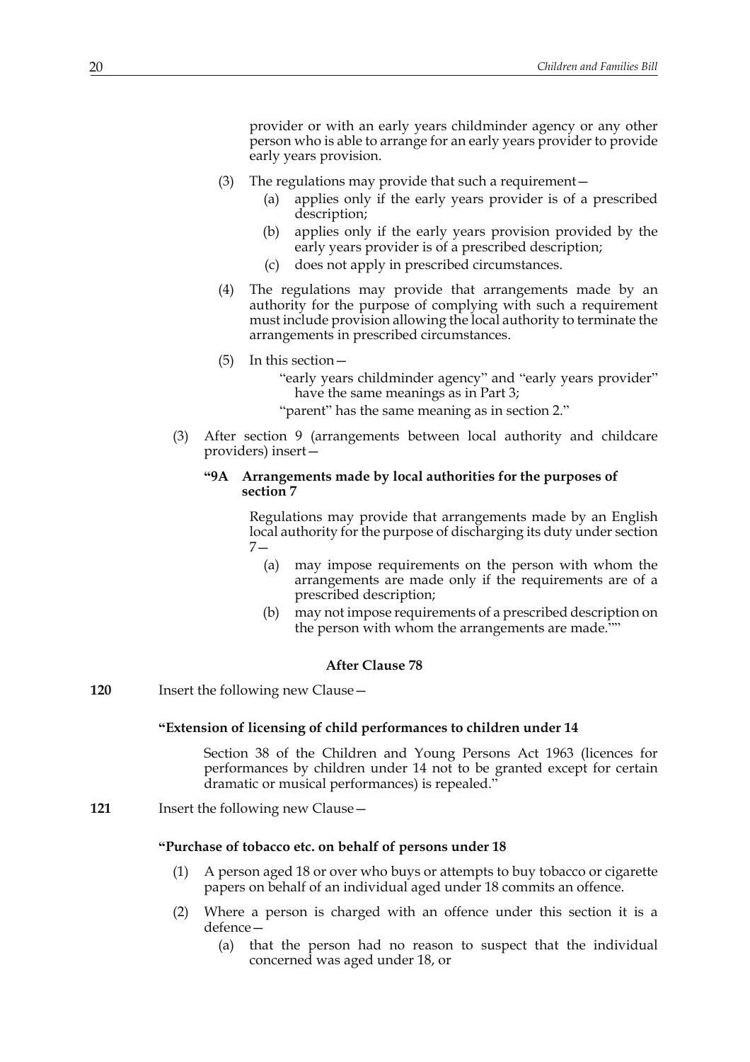provider or with an early years childminder agency or any other person who is able to arrange for an early years provider to provide early years provision.

(3) The regulations may provide that such a requirement—

(a) applies only if the early years provider is of a prescribed description;

(b) applies only if the early years provision provided by the early years provider is of a prescribed description;

(c) does not apply in prescribed circumstances.

(4) The regulations may provide that arrangements made by an authority for the purpose of complying with such a requirement must include provision allowing the local authority to terminate the arrangements in prescribed circumstances.

(5) In this section—

"early years childminder agency" and "early years provider" have the same meanings as in Part 3;

"parent" has the same meaning as in section 2."

(3) After section 9 (arrangements between local authority and childcare providers) insert—

**"9A Arrangements made by local authorities for the purposes of section 7**

Regulations may provide that arrangements made by an English local authority for the purpose of discharging its duty under section 7—

(a) may impose requirements on the person with whom the arrangements are made only if the requirements are of a prescribed description;

(b) may not impose requirements of a prescribed description on the person with whom the arrangements are made.""

**After Clause 78**

**120** Insert the following new Clause—

**"Extension of licensing of child performances to children under 14**

Section 38 of the Children and Young Persons Act 1963 (licences for performances by children under 14 not to be granted except for certain dramatic or musical performances) is repealed."

**121** Insert the following new Clause—

**"Purchase of tobacco etc. on behalf of persons under 18**

(1) A person aged 18 or over who buys or attempts to buy tobacco or cigarette papers on behalf of an individual aged under 18 commits an offence.

(2) Where a person is charged with an offence under this section it is a defence—

(a) that the person had no reason to suspect that the individual concerned was aged under 18, or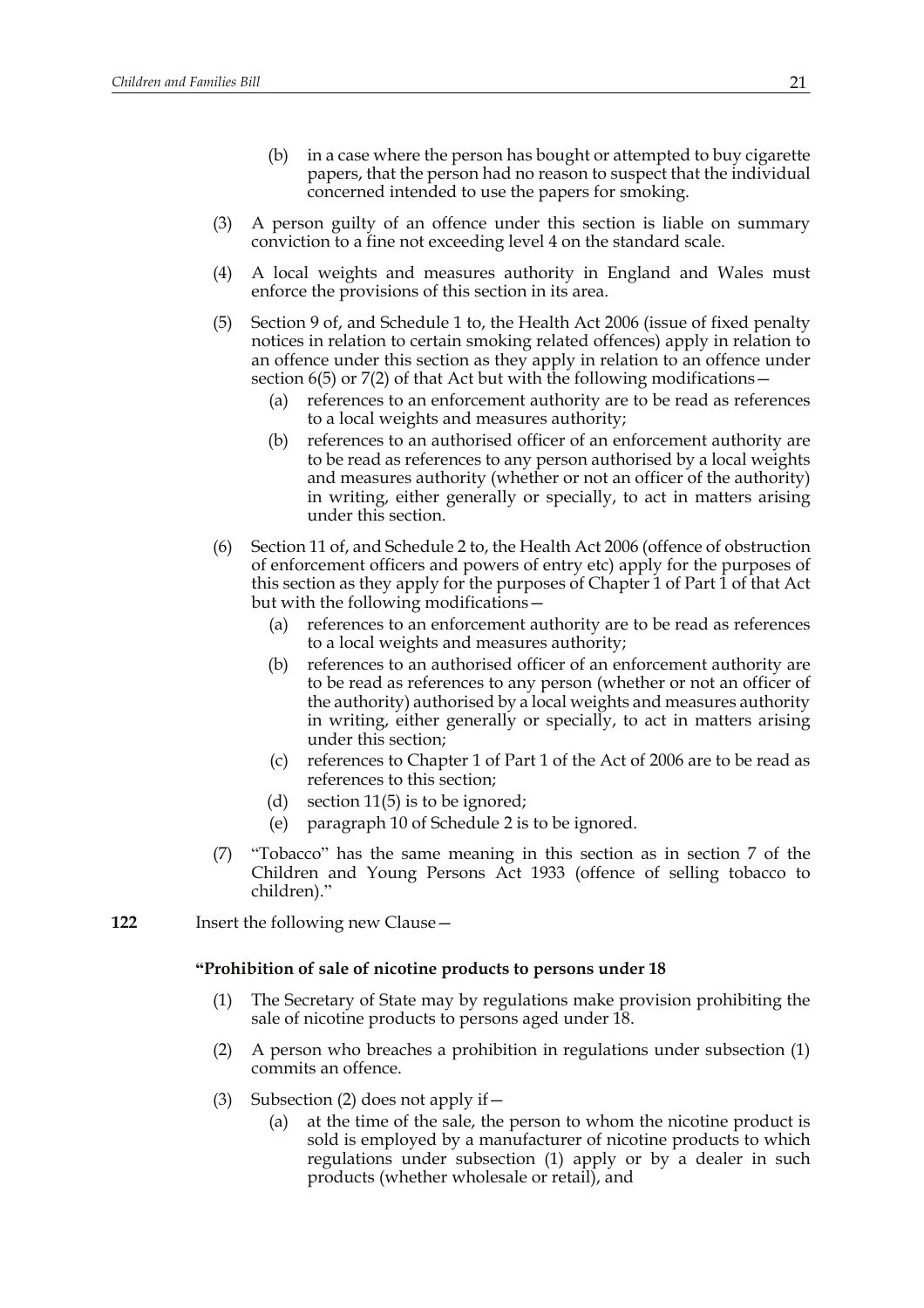(b) in a case where the person has bought or attempted to buy cigarette papers, that the person had no reason to suspect that the individual concerned intended to use the papers for smoking.

(3) A person guilty of an offence under this section is liable on summary conviction to a fine not exceeding level 4 on the standard scale.

(4) A local weights and measures authority in England and Wales must enforce the provisions of this section in its area.

(5) Section 9 of, and Schedule 1 to, the Health Act 2006 (issue of fixed penalty notices in relation to certain smoking related offences) apply in relation to an offence under this section as they apply in relation to an offence under section 6(5) or 7(2) of that Act but with the following modifications—

(a) references to an enforcement authority are to be read as references to a local weights and measures authority;

(b) references to an authorised officer of an enforcement authority are to be read as references to any person authorised by a local weights and measures authority (whether or not an officer of the authority) in writing, either generally or specially, to act in matters arising under this section.

(6) Section 11 of, and Schedule 2 to, the Health Act 2006 (offence of obstruction of enforcement officers and powers of entry etc) apply for the purposes of this section as they apply for the purposes of Chapter 1 of Part 1 of that Act but with the following modifications—

(a) references to an enforcement authority are to be read as references to a local weights and measures authority;

(b) references to an authorised officer of an enforcement authority are to be read as references to any person (whether or not an officer of the authority) authorised by a local weights and measures authority in writing, either generally or specially, to act in matters arising under this section;

(c) references to Chapter 1 of Part 1 of the Act of 2006 are to be read as references to this section;

(d) section 11(5) is to be ignored;

(e) paragraph 10 of Schedule 2 is to be ignored.

(7) "Tobacco" has the same meaning in this section as in section 7 of the Children and Young Persons Act 1933 (offence of selling tobacco to children)."

**122** Insert the following new Clause—

**"Prohibition of sale of nicotine products to persons under 18**

(1) The Secretary of State may by regulations make provision prohibiting the sale of nicotine products to persons aged under 18.

(2) A person who breaches a prohibition in regulations under subsection (1) commits an offence.

(3) Subsection (2) does not apply if—

(a) at the time of the sale, the person to whom the nicotine product is sold is employed by a manufacturer of nicotine products to which regulations under subsection (1) apply or by a dealer in such products (whether wholesale or retail), and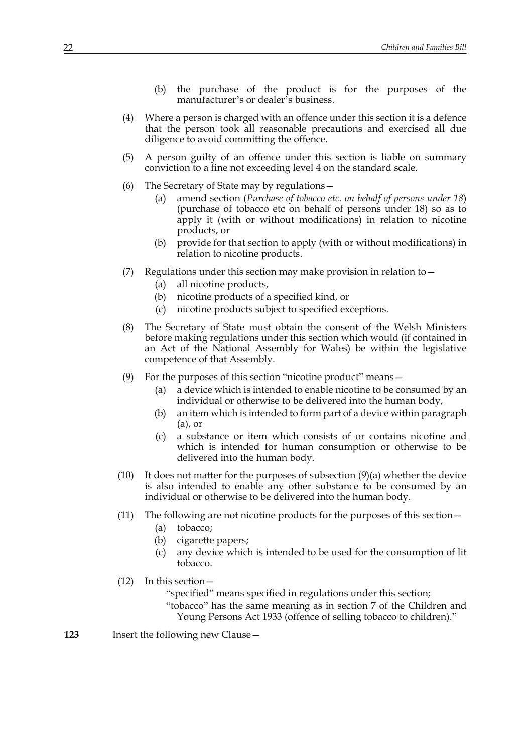(b) the purchase of the product is for the purposes of the manufacturer's or dealer's business.

(4) Where a person is charged with an offence under this section it is a defence that the person took all reasonable precautions and exercised all due diligence to avoid committing the offence.

(5) A person guilty of an offence under this section is liable on summary conviction to a fine not exceeding level 4 on the standard scale.

(6) The Secretary of State may by regulations—

(a) amend section (*Purchase of tobacco etc. on behalf of persons under 18*) (purchase of tobacco etc on behalf of persons under 18) so as to apply it (with or without modifications) in relation to nicotine products, or

(b) provide for that section to apply (with or without modifications) in relation to nicotine products.

(7) Regulations under this section may make provision in relation to—

(a) all nicotine products,

(b) nicotine products of a specified kind, or

(c) nicotine products subject to specified exceptions.

(8) The Secretary of State must obtain the consent of the Welsh Ministers before making regulations under this section which would (if contained in an Act of the National Assembly for Wales) be within the legislative competence of that Assembly.

(9) For the purposes of this section "nicotine product" means—

(a) a device which is intended to enable nicotine to be consumed by an individual or otherwise to be delivered into the human body,

(b) an item which is intended to form part of a device within paragraph (a), or

(c) a substance or item which consists of or contains nicotine and which is intended for human consumption or otherwise to be delivered into the human body.

(10) It does not matter for the purposes of subsection (9)(a) whether the device is also intended to enable any other substance to be consumed by an individual or otherwise to be delivered into the human body.

(11) The following are not nicotine products for the purposes of this section—

(a) tobacco;

(b) cigarette papers;

(c) any device which is intended to be used for the consumption of lit tobacco.

(12) In this section—

"specified" means specified in regulations under this section;

"tobacco" has the same meaning as in section 7 of the Children and Young Persons Act 1933 (offence of selling tobacco to children)."

**123** Insert the following new Clause—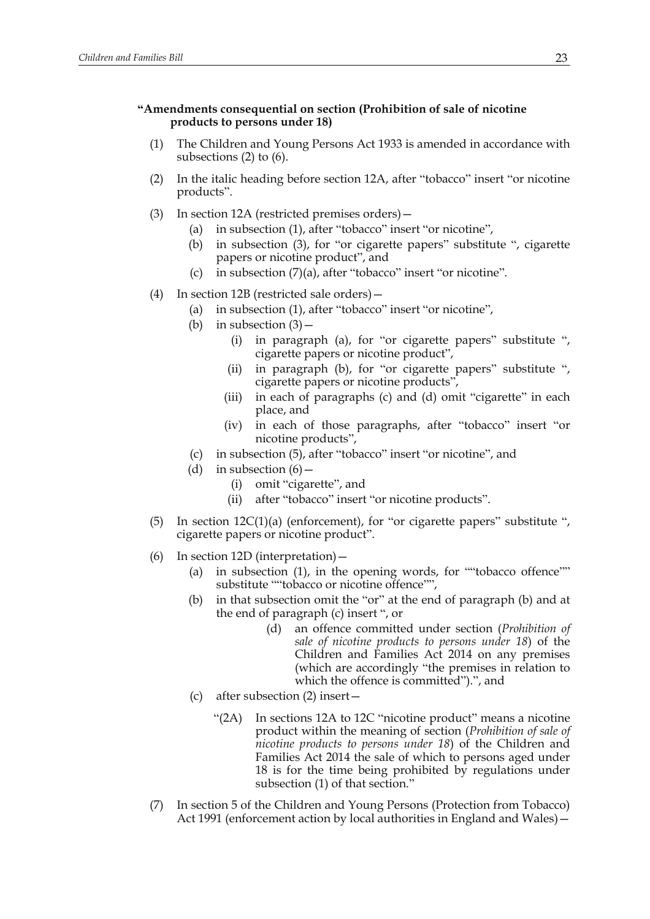**"Amendments consequential on section (Prohibition of sale of nicotine products to persons under 18)**

(1) The Children and Young Persons Act 1933 is amended in accordance with subsections (2) to (6).

(2) In the italic heading before section 12A, after "tobacco" insert "or nicotine products".

(3) In section 12A (restricted premises orders)—
   - (a) in subsection (1), after "tobacco" insert "or nicotine",
   - (b) in subsection (3), for "or cigarette papers" substitute ", cigarette papers or nicotine product", and
   - (c) in subsection (7)(a), after "tobacco" insert "or nicotine".

(4) In section 12B (restricted sale orders)—
   - (a) in subsection (1), after "tobacco" insert "or nicotine",
   - (b) in subsection (3)—
     - (i) in paragraph (a), for "or cigarette papers" substitute ", cigarette papers or nicotine product",
     - (ii) in paragraph (b), for "or cigarette papers" substitute ", cigarette papers or nicotine products",
     - (iii) in each of paragraphs (c) and (d) omit "cigarette" in each place, and
     - (iv) in each of those paragraphs, after "tobacco" insert "or nicotine products",
   - (c) in subsection (5), after "tobacco" insert "or nicotine", and
   - (d) in subsection (6)—
     - (i) omit "cigarette", and
     - (ii) after "tobacco" insert "or nicotine products".

(5) In section 12C(1)(a) (enforcement), for "or cigarette papers" substitute ", cigarette papers or nicotine product".

(6) In section 12D (interpretation)—
   - (a) in subsection (1), in the opening words, for ""tobacco offence"" substitute ""tobacco or nicotine offence"",
   - (b) in that subsection omit the "or" at the end of paragraph (b) and at the end of paragraph (c) insert ", or
     - (d) an offence committed under section (*Prohibition of sale of nicotine products to persons under 18*) of the Children and Families Act 2014 on any premises (which are accordingly "the premises in relation to which the offence is committed").", and
   - (c) after subsection (2) insert—

     "(2A) In sections 12A to 12C "nicotine product" means a nicotine product within the meaning of section (*Prohibition of sale of nicotine products to persons under 18*) of the Children and Families Act 2014 the sale of which to persons aged under 18 is for the time being prohibited by regulations under subsection (1) of that section."

(7) In section 5 of the Children and Young Persons (Protection from Tobacco) Act 1991 (enforcement action by local authorities in England and Wales)—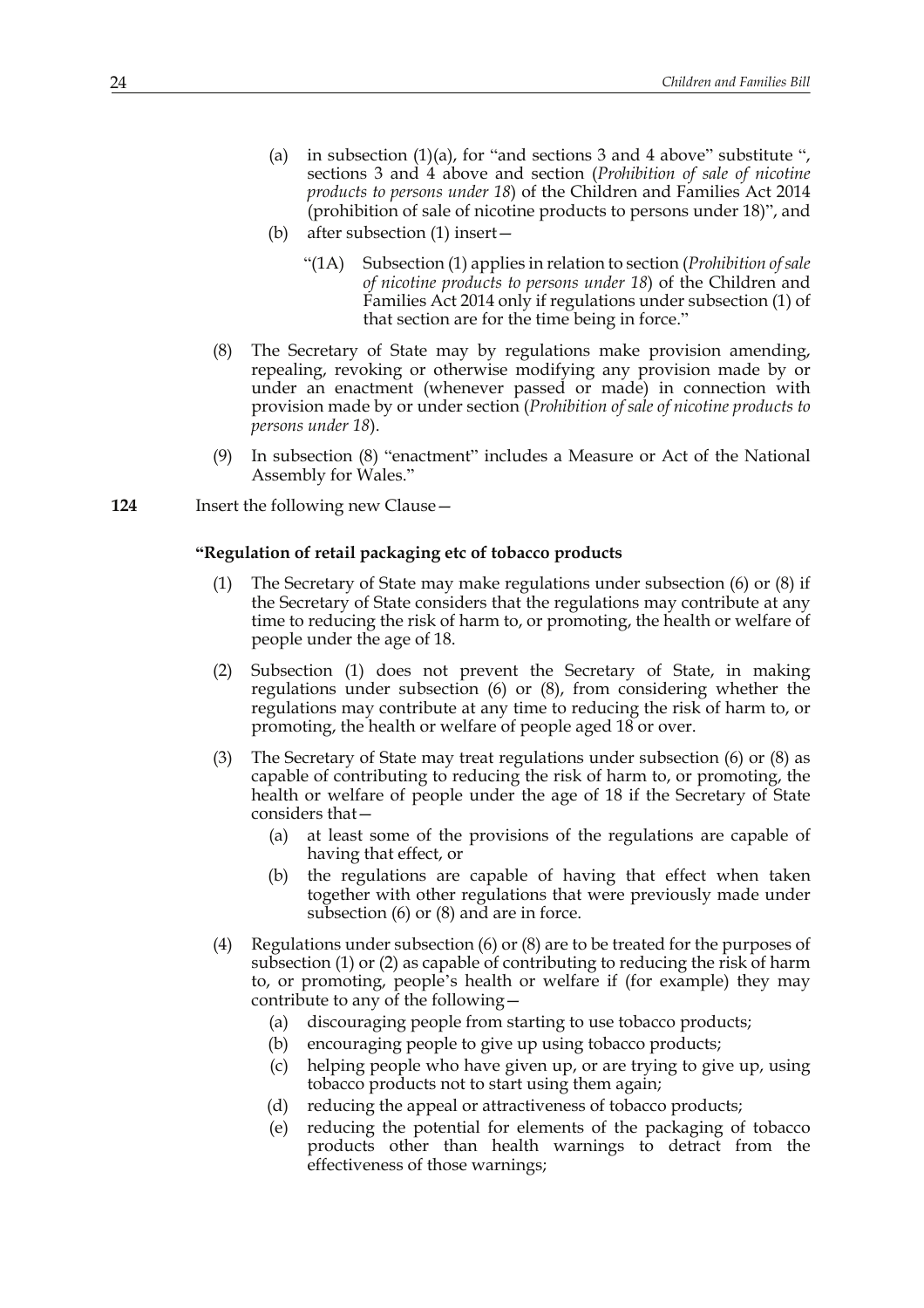(a) in subsection (1)(a), for "and sections 3 and 4 above" substitute ", sections 3 and 4 above and section (*Prohibition of sale of nicotine products to persons under 18*) of the Children and Families Act 2014 (prohibition of sale of nicotine products to persons under 18)", and

(b) after subsection (1) insert—

"(1A) Subsection (1) applies in relation to section (*Prohibition of sale of nicotine products to persons under 18*) of the Children and Families Act 2014 only if regulations under subsection (1) of that section are for the time being in force."

(8) The Secretary of State may by regulations make provision amending, repealing, revoking or otherwise modifying any provision made by or under an enactment (whenever passed or made) in connection with provision made by or under section (*Prohibition of sale of nicotine products to persons under 18*).

(9) In subsection (8) "enactment" includes a Measure or Act of the National Assembly for Wales."

**124** Insert the following new Clause—

**"Regulation of retail packaging etc of tobacco products**

(1) The Secretary of State may make regulations under subsection (6) or (8) if the Secretary of State considers that the regulations may contribute at any time to reducing the risk of harm to, or promoting, the health or welfare of people under the age of 18.

(2) Subsection (1) does not prevent the Secretary of State, in making regulations under subsection (6) or (8), from considering whether the regulations may contribute at any time to reducing the risk of harm to, or promoting, the health or welfare of people aged 18 or over.

(3) The Secretary of State may treat regulations under subsection (6) or (8) as capable of contributing to reducing the risk of harm to, or promoting, the health or welfare of people under the age of 18 if the Secretary of State considers that—

(a) at least some of the provisions of the regulations are capable of having that effect, or

(b) the regulations are capable of having that effect when taken together with other regulations that were previously made under subsection (6) or (8) and are in force.

(4) Regulations under subsection (6) or (8) are to be treated for the purposes of subsection (1) or (2) as capable of contributing to reducing the risk of harm to, or promoting, people's health or welfare if (for example) they may contribute to any of the following—

(a) discouraging people from starting to use tobacco products;

(b) encouraging people to give up using tobacco products;

(c) helping people who have given up, or are trying to give up, using tobacco products not to start using them again;

(d) reducing the appeal or attractiveness of tobacco products;

(e) reducing the potential for elements of the packaging of tobacco products other than health warnings to detract from the effectiveness of those warnings;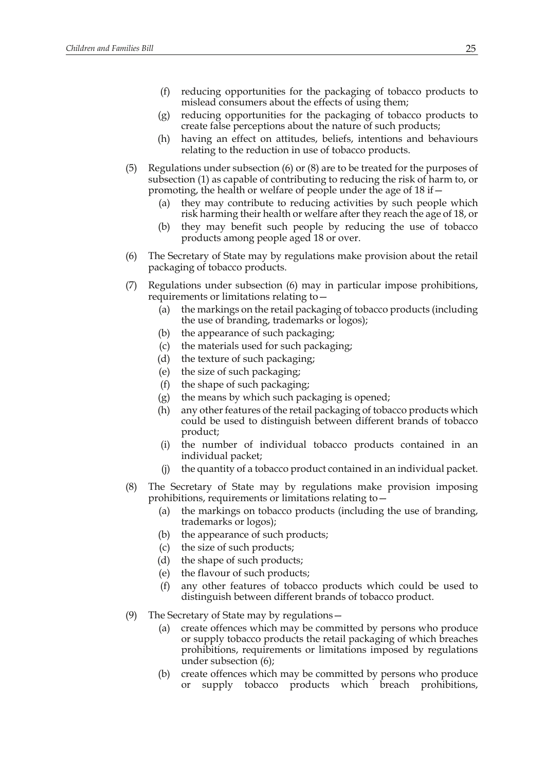(f) reducing opportunities for the packaging of tobacco products to mislead consumers about the effects of using them;

(g) reducing opportunities for the packaging of tobacco products to create false perceptions about the nature of such products;

(h) having an effect on attitudes, beliefs, intentions and behaviours relating to the reduction in use of tobacco products.

(5) Regulations under subsection (6) or (8) are to be treated for the purposes of subsection (1) as capable of contributing to reducing the risk of harm to, or promoting, the health or welfare of people under the age of 18 if—

(a) they may contribute to reducing activities by such people which risk harming their health or welfare after they reach the age of 18, or

(b) they may benefit such people by reducing the use of tobacco products among people aged 18 or over.

(6) The Secretary of State may by regulations make provision about the retail packaging of tobacco products.

(7) Regulations under subsection (6) may in particular impose prohibitions, requirements or limitations relating to—

(a) the markings on the retail packaging of tobacco products (including the use of branding, trademarks or logos);

(b) the appearance of such packaging;

(c) the materials used for such packaging;

(d) the texture of such packaging;

(e) the size of such packaging;

(f) the shape of such packaging;

(g) the means by which such packaging is opened;

(h) any other features of the retail packaging of tobacco products which could be used to distinguish between different brands of tobacco product;

(i) the number of individual tobacco products contained in an individual packet;

(j) the quantity of a tobacco product contained in an individual packet.

(8) The Secretary of State may by regulations make provision imposing prohibitions, requirements or limitations relating to—

(a) the markings on tobacco products (including the use of branding, trademarks or logos);

(b) the appearance of such products;

(c) the size of such products;

(d) the shape of such products;

(e) the flavour of such products;

(f) any other features of tobacco products which could be used to distinguish between different brands of tobacco product.

(9) The Secretary of State may by regulations—

(a) create offences which may be committed by persons who produce or supply tobacco products the retail packaging of which breaches prohibitions, requirements or limitations imposed by regulations under subsection (6);

(b) create offences which may be committed by persons who produce or supply tobacco products which breach prohibitions,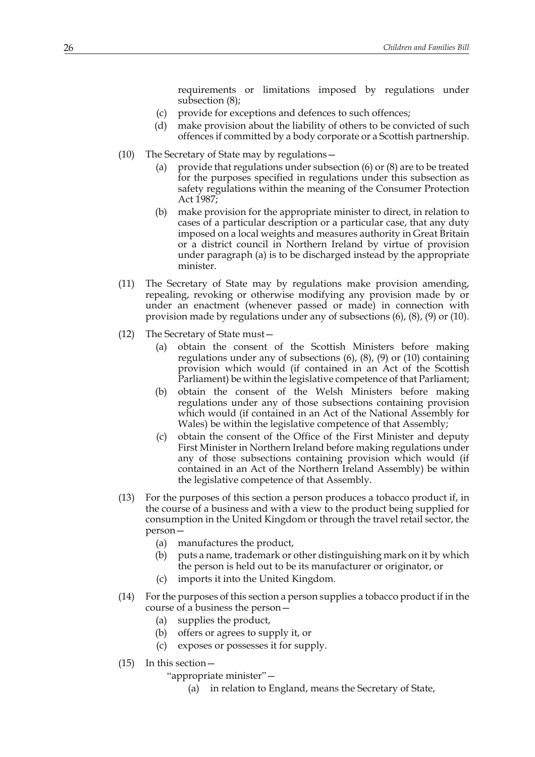requirements or limitations imposed by regulations under subsection (8);

(c) provide for exceptions and defences to such offences;

(d) make provision about the liability of others to be convicted of such offences if committed by a body corporate or a Scottish partnership.

(10) The Secretary of State may by regulations—

(a) provide that regulations under subsection (6) or (8) are to be treated for the purposes specified in regulations under this subsection as safety regulations within the meaning of the Consumer Protection Act 1987;

(b) make provision for the appropriate minister to direct, in relation to cases of a particular description or a particular case, that any duty imposed on a local weights and measures authority in Great Britain or a district council in Northern Ireland by virtue of provision under paragraph (a) is to be discharged instead by the appropriate minister.

(11) The Secretary of State may by regulations make provision amending, repealing, revoking or otherwise modifying any provision made by or under an enactment (whenever passed or made) in connection with provision made by regulations under any of subsections (6), (8), (9) or (10).

(12) The Secretary of State must—

(a) obtain the consent of the Scottish Ministers before making regulations under any of subsections (6), (8), (9) or (10) containing provision which would (if contained in an Act of the Scottish Parliament) be within the legislative competence of that Parliament;

(b) obtain the consent of the Welsh Ministers before making regulations under any of those subsections containing provision which would (if contained in an Act of the National Assembly for Wales) be within the legislative competence of that Assembly;

(c) obtain the consent of the Office of the First Minister and deputy First Minister in Northern Ireland before making regulations under any of those subsections containing provision which would (if contained in an Act of the Northern Ireland Assembly) be within the legislative competence of that Assembly.

(13) For the purposes of this section a person produces a tobacco product if, in the course of a business and with a view to the product being supplied for consumption in the United Kingdom or through the travel retail sector, the person—

(a) manufactures the product,

(b) puts a name, trademark or other distinguishing mark on it by which the person is held out to be its manufacturer or originator, or

(c) imports it into the United Kingdom.

(14) For the purposes of this section a person supplies a tobacco product if in the course of a business the person—

(a) supplies the product,

(b) offers or agrees to supply it, or

(c) exposes or possesses it for supply.

(15) In this section—

"appropriate minister"—

(a) in relation to England, means the Secretary of State,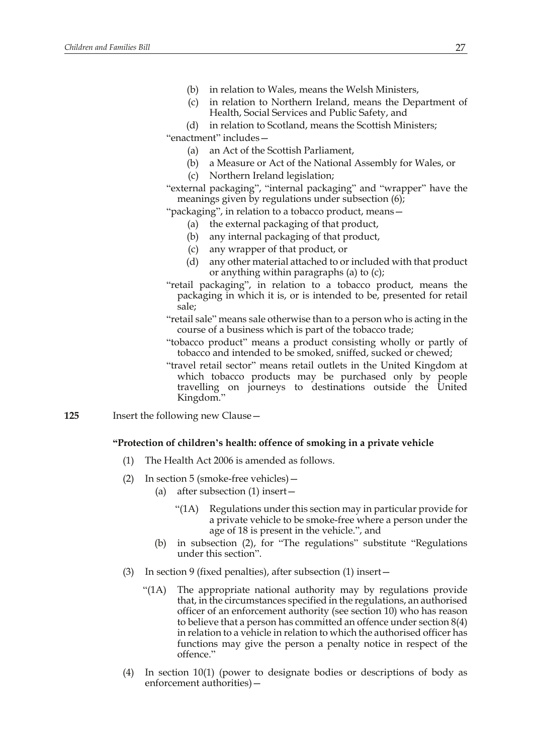(b) in relation to Wales, means the Welsh Ministers,

(c) in relation to Northern Ireland, means the Department of Health, Social Services and Public Safety, and

(d) in relation to Scotland, means the Scottish Ministers;

"enactment" includes—

(a) an Act of the Scottish Parliament,

(b) a Measure or Act of the National Assembly for Wales, or

(c) Northern Ireland legislation;

"external packaging", "internal packaging" and "wrapper" have the meanings given by regulations under subsection (6);

"packaging", in relation to a tobacco product, means—

(a) the external packaging of that product,

(b) any internal packaging of that product,

(c) any wrapper of that product, or

(d) any other material attached to or included with that product or anything within paragraphs (a) to (c);

"retail packaging", in relation to a tobacco product, means the packaging in which it is, or is intended to be, presented for retail sale;

"retail sale" means sale otherwise than to a person who is acting in the course of a business which is part of the tobacco trade;

"tobacco product" means a product consisting wholly or partly of tobacco and intended to be smoked, sniffed, sucked or chewed;

"travel retail sector" means retail outlets in the United Kingdom at which tobacco products may be purchased only by people travelling on journeys to destinations outside the United Kingdom."

**125** Insert the following new Clause—

**"Protection of children's health: offence of smoking in a private vehicle**

(1) The Health Act 2006 is amended as follows.

(2) In section 5 (smoke-free vehicles)—

(a) after subsection (1) insert—

"(1A) Regulations under this section may in particular provide for a private vehicle to be smoke-free where a person under the age of 18 is present in the vehicle.", and

(b) in subsection (2), for "The regulations" substitute "Regulations under this section".

(3) In section 9 (fixed penalties), after subsection (1) insert—

"(1A) The appropriate national authority may by regulations provide that, in the circumstances specified in the regulations, an authorised officer of an enforcement authority (see section 10) who has reason to believe that a person has committed an offence under section 8(4) in relation to a vehicle in relation to which the authorised officer has functions may give the person a penalty notice in respect of the offence."

(4) In section 10(1) (power to designate bodies or descriptions of body as enforcement authorities)—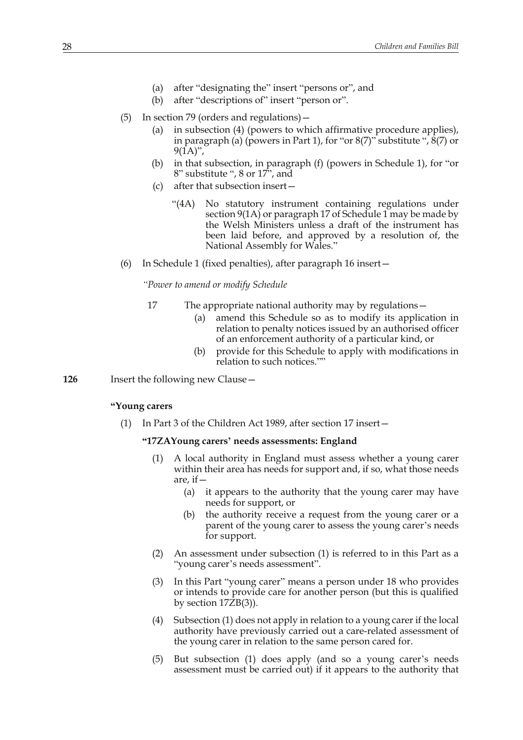(a) after "designating the" insert "persons or", and

(b) after "descriptions of" insert "person or".

(5) In section 79 (orders and regulations)—

(a) in subsection (4) (powers to which affirmative procedure applies), in paragraph (a) (powers in Part 1), for "or 8(7)" substitute ", 8(7) or 9(1A)",

(b) in that subsection, in paragraph (f) (powers in Schedule 1), for "or 8" substitute ", 8 or 17", and

(c) after that subsection insert—

"(4A) No statutory instrument containing regulations under section 9(1A) or paragraph 17 of Schedule 1 may be made by the Welsh Ministers unless a draft of the instrument has been laid before, and approved by a resolution of, the National Assembly for Wales."

(6) In Schedule 1 (fixed penalties), after paragraph 16 insert—

*"Power to amend or modify Schedule*

17 The appropriate national authority may by regulations—

(a) amend this Schedule so as to modify its application in relation to penalty notices issued by an authorised officer of an enforcement authority of a particular kind, or

(b) provide for this Schedule to apply with modifications in relation to such notices.""

**126** Insert the following new Clause—

**"Young carers**

(1) In Part 3 of the Children Act 1989, after section 17 insert—

**"17ZA Young carers' needs assessments: England**

(1) A local authority in England must assess whether a young carer within their area has needs for support and, if so, what those needs are, if—

(a) it appears to the authority that the young carer may have needs for support, or

(b) the authority receive a request from the young carer or a parent of the young carer to assess the young carer's needs for support.

(2) An assessment under subsection (1) is referred to in this Part as a "young carer's needs assessment".

(3) In this Part "young carer" means a person under 18 who provides or intends to provide care for another person (but this is qualified by section 17ZB(3)).

(4) Subsection (1) does not apply in relation to a young carer if the local authority have previously carried out a care-related assessment of the young carer in relation to the same person cared for.

(5) But subsection (1) does apply (and so a young carer's needs assessment must be carried out) if it appears to the authority that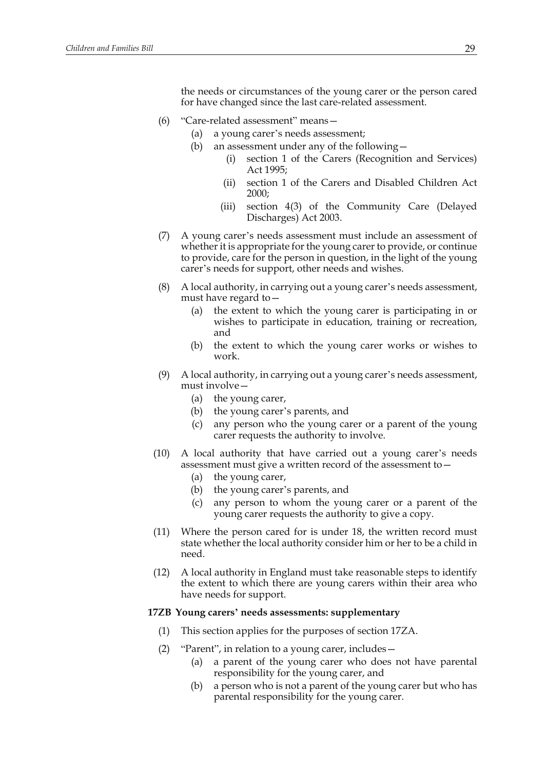the needs or circumstances of the young carer or the person cared for have changed since the last care-related assessment.

(6) "Care-related assessment" means—

   (a) a young carer's needs assessment;

   (b) an assessment under any of the following—

      (i) section 1 of the Carers (Recognition and Services) Act 1995;

      (ii) section 1 of the Carers and Disabled Children Act 2000;

      (iii) section 4(3) of the Community Care (Delayed Discharges) Act 2003.

(7) A young carer's needs assessment must include an assessment of whether it is appropriate for the young carer to provide, or continue to provide, care for the person in question, in the light of the young carer's needs for support, other needs and wishes.

(8) A local authority, in carrying out a young carer's needs assessment, must have regard to—

   (a) the extent to which the young carer is participating in or wishes to participate in education, training or recreation, and

   (b) the extent to which the young carer works or wishes to work.

(9) A local authority, in carrying out a young carer's needs assessment, must involve—

   (a) the young carer,

   (b) the young carer's parents, and

   (c) any person who the young carer or a parent of the young carer requests the authority to involve.

(10) A local authority that have carried out a young carer's needs assessment must give a written record of the assessment to—

   (a) the young carer,

   (b) the young carer's parents, and

   (c) any person to whom the young carer or a parent of the young carer requests the authority to give a copy.

(11) Where the person cared for is under 18, the written record must state whether the local authority consider him or her to be a child in need.

(12) A local authority in England must take reasonable steps to identify the extent to which there are young carers within their area who have needs for support.

**17ZB Young carers' needs assessments: supplementary**

(1) This section applies for the purposes of section 17ZA.

(2) "Parent", in relation to a young carer, includes—

   (a) a parent of the young carer who does not have parental responsibility for the young carer, and

   (b) a person who is not a parent of the young carer but who has parental responsibility for the young carer.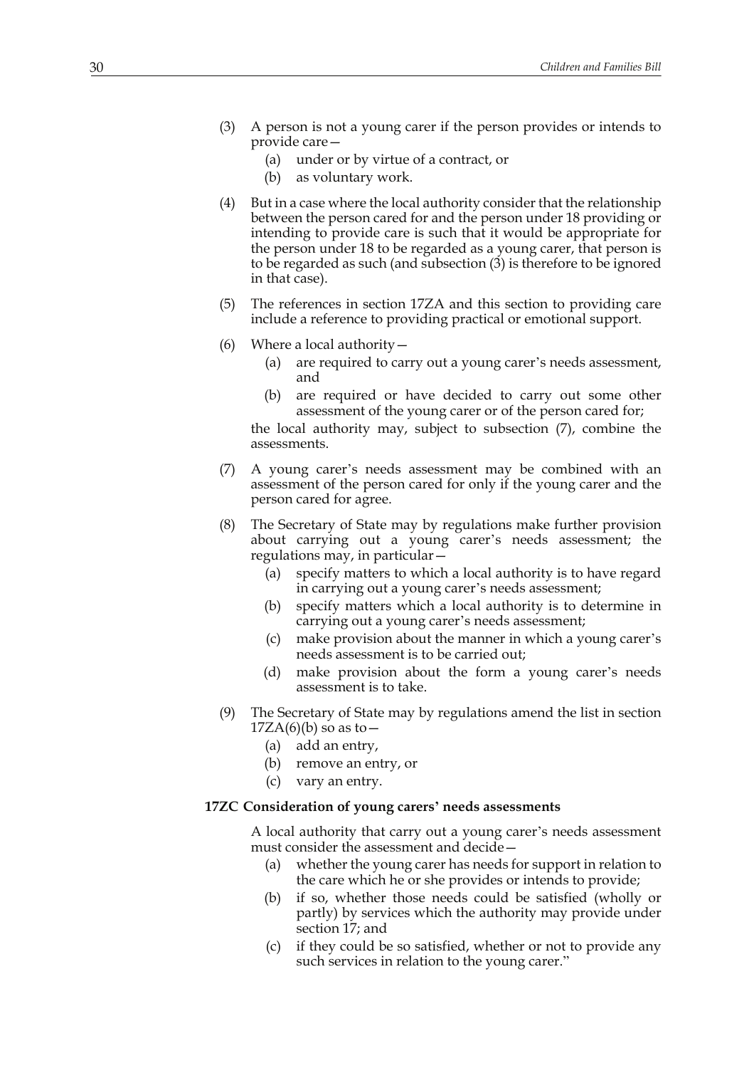(3) A person is not a young carer if the person provides or intends to provide care—

  (a) under or by virtue of a contract, or

  (b) as voluntary work.

(4) But in a case where the local authority consider that the relationship between the person cared for and the person under 18 providing or intending to provide care is such that it would be appropriate for the person under 18 to be regarded as a young carer, that person is to be regarded as such (and subsection (3) is therefore to be ignored in that case).

(5) The references in section 17ZA and this section to providing care include a reference to providing practical or emotional support.

(6) Where a local authority—

  (a) are required to carry out a young carer's needs assessment, and

  (b) are required or have decided to carry out some other assessment of the young carer or of the person cared for;

the local authority may, subject to subsection (7), combine the assessments.

(7) A young carer's needs assessment may be combined with an assessment of the person cared for only if the young carer and the person cared for agree.

(8) The Secretary of State may by regulations make further provision about carrying out a young carer's needs assessment; the regulations may, in particular—

  (a) specify matters to which a local authority is to have regard in carrying out a young carer's needs assessment;

  (b) specify matters which a local authority is to determine in carrying out a young carer's needs assessment;

  (c) make provision about the manner in which a young carer's needs assessment is to be carried out;

  (d) make provision about the form a young carer's needs assessment is to take.

(9) The Secretary of State may by regulations amend the list in section 17ZA(6)(b) so as to—

  (a) add an entry,

  (b) remove an entry, or

  (c) vary an entry.

**17ZC Consideration of young carers' needs assessments**

A local authority that carry out a young carer's needs assessment must consider the assessment and decide—

  (a) whether the young carer has needs for support in relation to the care which he or she provides or intends to provide;

  (b) if so, whether those needs could be satisfied (wholly or partly) by services which the authority may provide under section 17; and

  (c) if they could be so satisfied, whether or not to provide any such services in relation to the young carer."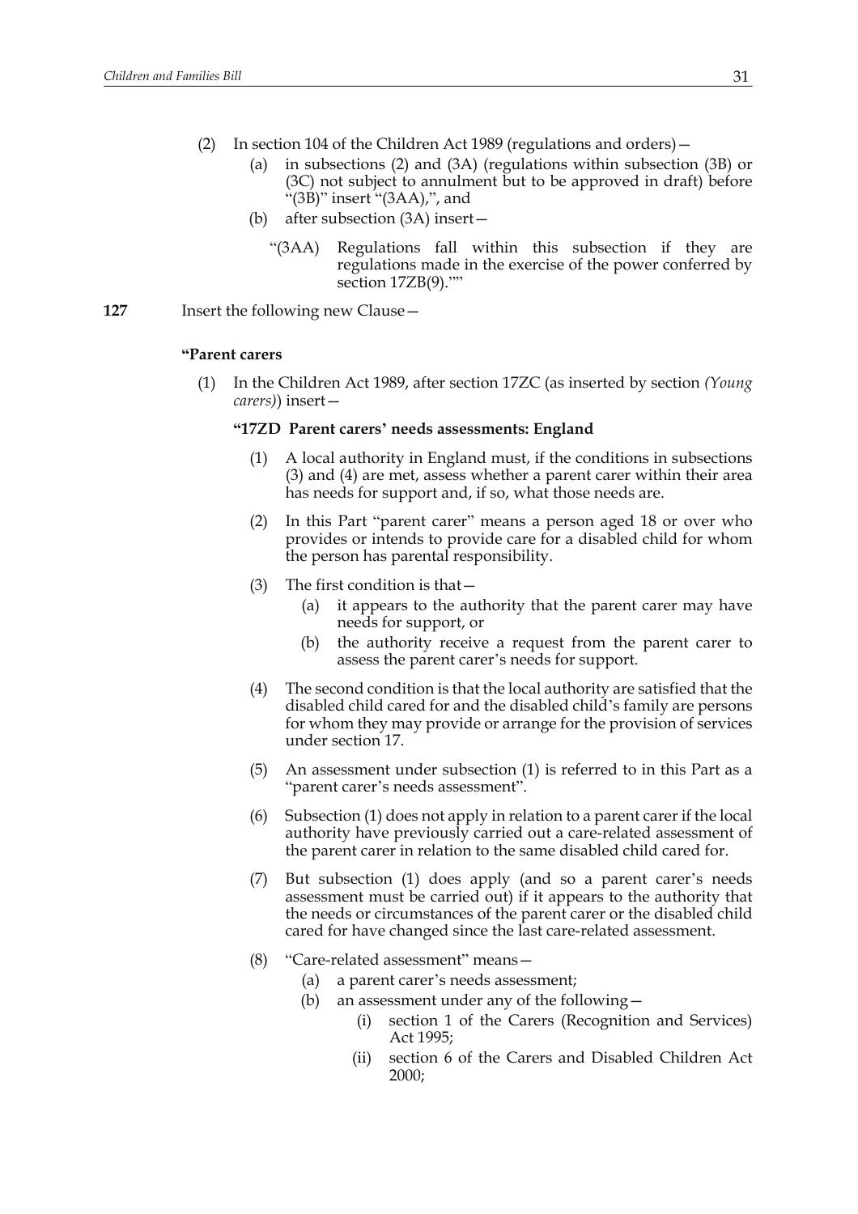(2) In section 104 of the Children Act 1989 (regulations and orders)—

  (a) in subsections (2) and (3A) (regulations within subsection (3B) or (3C) not subject to annulment but to be approved in draft) before "(3B)" insert "(3AA),", and

  (b) after subsection (3A) insert—

    "(3AA) Regulations fall within this subsection if they are regulations made in the exercise of the power conferred by section 17ZB(9).""

**127** Insert the following new Clause—

**"Parent carers**

(1) In the Children Act 1989, after section 17ZC (as inserted by section *(Young carers)*) insert—

**"17ZD Parent carers' needs assessments: England**

(1) A local authority in England must, if the conditions in subsections (3) and (4) are met, assess whether a parent carer within their area has needs for support and, if so, what those needs are.

(2) In this Part "parent carer" means a person aged 18 or over who provides or intends to provide care for a disabled child for whom the person has parental responsibility.

(3) The first condition is that—

  (a) it appears to the authority that the parent carer may have needs for support, or

  (b) the authority receive a request from the parent carer to assess the parent carer's needs for support.

(4) The second condition is that the local authority are satisfied that the disabled child cared for and the disabled child's family are persons for whom they may provide or arrange for the provision of services under section 17.

(5) An assessment under subsection (1) is referred to in this Part as a "parent carer's needs assessment".

(6) Subsection (1) does not apply in relation to a parent carer if the local authority have previously carried out a care-related assessment of the parent carer in relation to the same disabled child cared for.

(7) But subsection (1) does apply (and so a parent carer's needs assessment must be carried out) if it appears to the authority that the needs or circumstances of the parent carer or the disabled child cared for have changed since the last care-related assessment.

(8) "Care-related assessment" means—

  (a) a parent carer's needs assessment;

  (b) an assessment under any of the following—

    (i) section 1 of the Carers (Recognition and Services) Act 1995;

    (ii) section 6 of the Carers and Disabled Children Act 2000;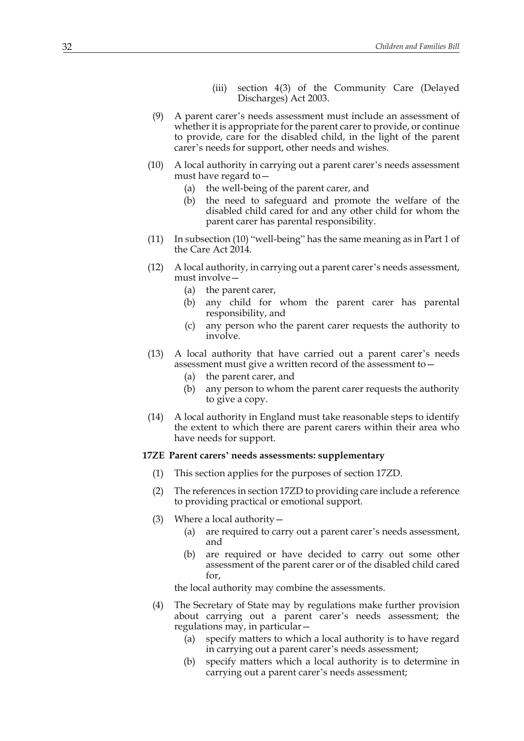(iii) section 4(3) of the Community Care (Delayed Discharges) Act 2003.

(9) A parent carer's needs assessment must include an assessment of whether it is appropriate for the parent carer to provide, or continue to provide, care for the disabled child, in the light of the parent carer's needs for support, other needs and wishes.

(10) A local authority in carrying out a parent carer's needs assessment must have regard to—

(a) the well-being of the parent carer, and

(b) the need to safeguard and promote the welfare of the disabled child cared for and any other child for whom the parent carer has parental responsibility.

(11) In subsection (10) "well-being" has the same meaning as in Part 1 of the Care Act 2014.

(12) A local authority, in carrying out a parent carer's needs assessment, must involve—

(a) the parent carer,

(b) any child for whom the parent carer has parental responsibility, and

(c) any person who the parent carer requests the authority to involve.

(13) A local authority that have carried out a parent carer's needs assessment must give a written record of the assessment to—

(a) the parent carer, and

(b) any person to whom the parent carer requests the authority to give a copy.

(14) A local authority in England must take reasonable steps to identify the extent to which there are parent carers within their area who have needs for support.

**17ZE Parent carers' needs assessments: supplementary**

(1) This section applies for the purposes of section 17ZD.

(2) The references in section 17ZD to providing care include a reference to providing practical or emotional support.

(3) Where a local authority—

(a) are required to carry out a parent carer's needs assessment, and

(b) are required or have decided to carry out some other assessment of the parent carer or of the disabled child cared for,

the local authority may combine the assessments.

(4) The Secretary of State may by regulations make further provision about carrying out a parent carer's needs assessment; the regulations may, in particular—

(a) specify matters to which a local authority is to have regard in carrying out a parent carer's needs assessment;

(b) specify matters which a local authority is to determine in carrying out a parent carer's needs assessment;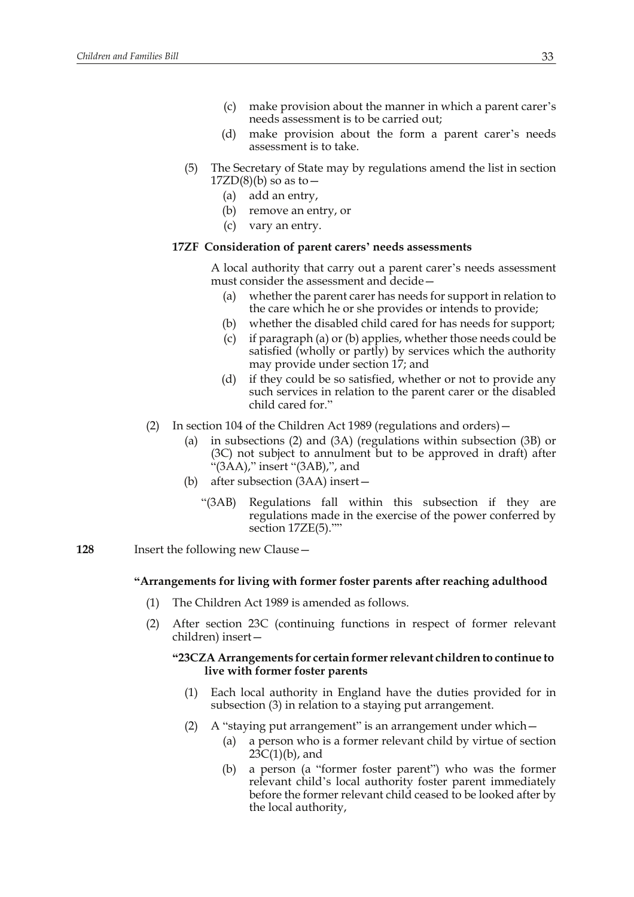(c) make provision about the manner in which a parent carer's needs assessment is to be carried out;

(d) make provision about the form a parent carer's needs assessment is to take.

(5) The Secretary of State may by regulations amend the list in section 17ZD(8)(b) so as to—

(a) add an entry,

(b) remove an entry, or

(c) vary an entry.

**17ZF Consideration of parent carers' needs assessments**

A local authority that carry out a parent carer's needs assessment must consider the assessment and decide—

(a) whether the parent carer has needs for support in relation to the care which he or she provides or intends to provide;

(b) whether the disabled child cared for has needs for support;

(c) if paragraph (a) or (b) applies, whether those needs could be satisfied (wholly or partly) by services which the authority may provide under section 17; and

(d) if they could be so satisfied, whether or not to provide any such services in relation to the parent carer or the disabled child cared for."

(2) In section 104 of the Children Act 1989 (regulations and orders)—

(a) in subsections (2) and (3A) (regulations within subsection (3B) or (3C) not subject to annulment but to be approved in draft) after "(3AA)," insert "(3AB),", and

(b) after subsection (3AA) insert—

"(3AB) Regulations fall within this subsection if they are regulations made in the exercise of the power conferred by section 17ZE(5).""

**128** Insert the following new Clause—

**"Arrangements for living with former foster parents after reaching adulthood**

(1) The Children Act 1989 is amended as follows.

(2) After section 23C (continuing functions in respect of former relevant children) insert—

**"23CZA Arrangements for certain former relevant children to continue to live with former foster parents**

(1) Each local authority in England have the duties provided for in subsection (3) in relation to a staying put arrangement.

(2) A "staying put arrangement" is an arrangement under which—

(a) a person who is a former relevant child by virtue of section 23C(1)(b), and

(b) a person (a "former foster parent") who was the former relevant child's local authority foster parent immediately before the former relevant child ceased to be looked after by the local authority,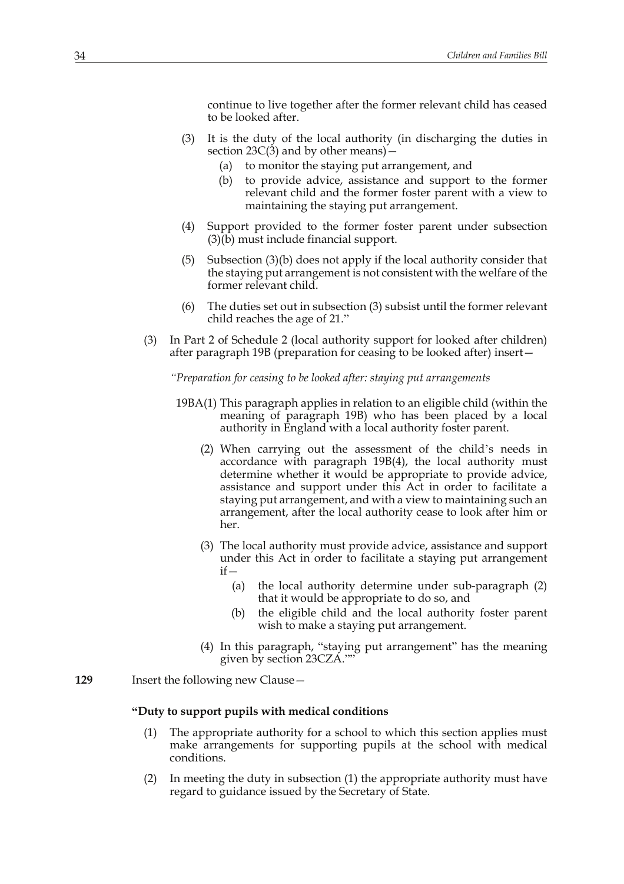continue to live together after the former relevant child has ceased to be looked after.

(3) It is the duty of the local authority (in discharging the duties in section 23C(3) and by other means)—

(a) to monitor the staying put arrangement, and

(b) to provide advice, assistance and support to the former relevant child and the former foster parent with a view to maintaining the staying put arrangement.

(4) Support provided to the former foster parent under subsection (3)(b) must include financial support.

(5) Subsection (3)(b) does not apply if the local authority consider that the staying put arrangement is not consistent with the welfare of the former relevant child.

(6) The duties set out in subsection (3) subsist until the former relevant child reaches the age of 21."

(3) In Part 2 of Schedule 2 (local authority support for looked after children) after paragraph 19B (preparation for ceasing to be looked after) insert—

*"Preparation for ceasing to be looked after: staying put arrangements*

19BA(1) This paragraph applies in relation to an eligible child (within the meaning of paragraph 19B) who has been placed by a local authority in England with a local authority foster parent.

(2) When carrying out the assessment of the child's needs in accordance with paragraph 19B(4), the local authority must determine whether it would be appropriate to provide advice, assistance and support under this Act in order to facilitate a staying put arrangement, and with a view to maintaining such an arrangement, after the local authority cease to look after him or her.

(3) The local authority must provide advice, assistance and support under this Act in order to facilitate a staying put arrangement if—

(a) the local authority determine under sub-paragraph (2) that it would be appropriate to do so, and

(b) the eligible child and the local authority foster parent wish to make a staying put arrangement.

(4) In this paragraph, "staying put arrangement" has the meaning given by section 23CZA.""

**129** Insert the following new Clause—

**"Duty to support pupils with medical conditions**

(1) The appropriate authority for a school to which this section applies must make arrangements for supporting pupils at the school with medical conditions.

(2) In meeting the duty in subsection (1) the appropriate authority must have regard to guidance issued by the Secretary of State.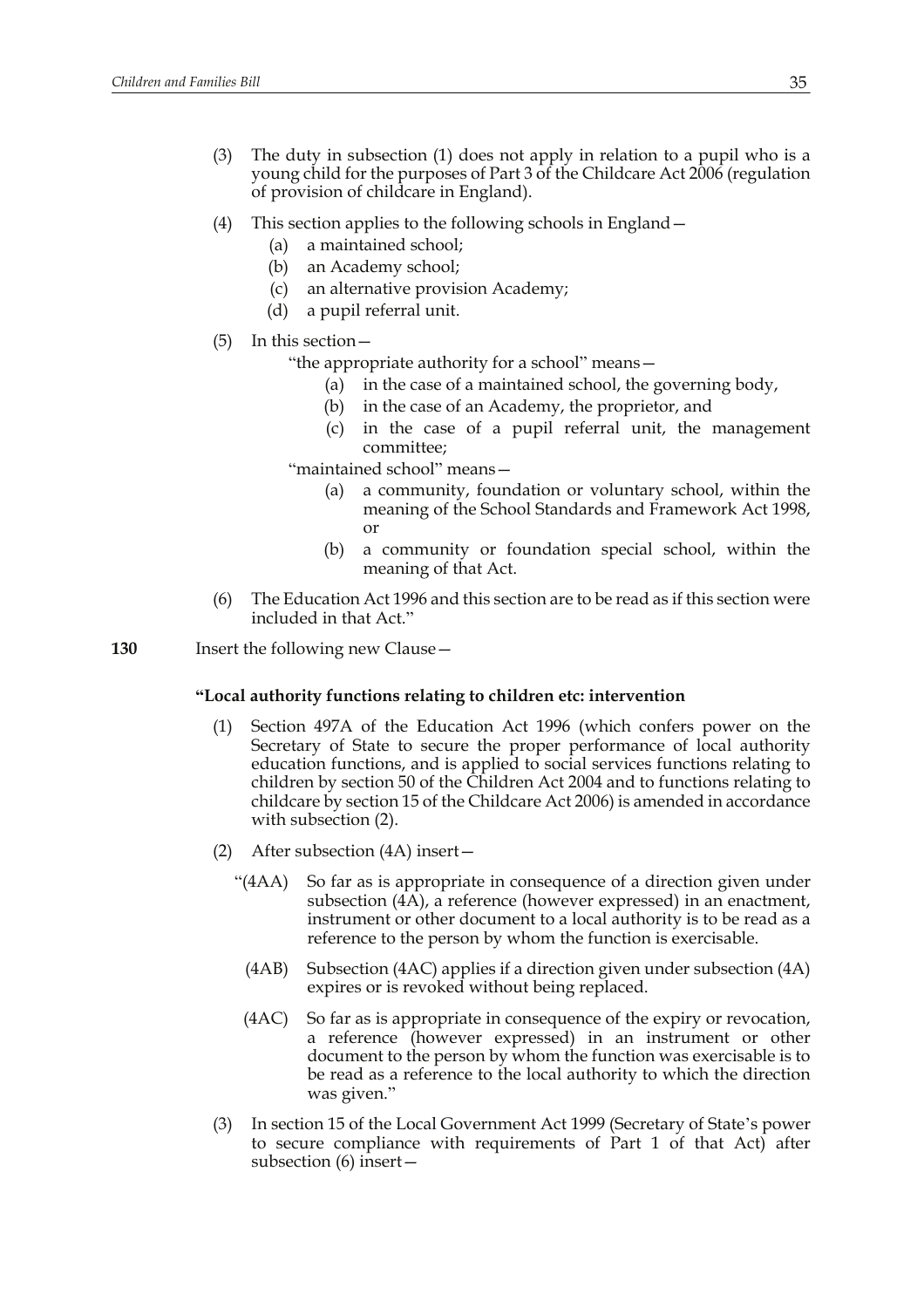(3) The duty in subsection (1) does not apply in relation to a pupil who is a young child for the purposes of Part 3 of the Childcare Act 2006 (regulation of provision of childcare in England).

(4) This section applies to the following schools in England—

- (a) a maintained school;
- (b) an Academy school;
- (c) an alternative provision Academy;
- (d) a pupil referral unit.

(5) In this section—

"the appropriate authority for a school" means—

- (a) in the case of a maintained school, the governing body,
- (b) in the case of an Academy, the proprietor, and
- (c) in the case of a pupil referral unit, the management committee;

"maintained school" means—

- (a) a community, foundation or voluntary school, within the meaning of the School Standards and Framework Act 1998, or
- (b) a community or foundation special school, within the meaning of that Act.

(6) The Education Act 1996 and this section are to be read as if this section were included in that Act."

**130** Insert the following new Clause—

**"Local authority functions relating to children etc: intervention**

(1) Section 497A of the Education Act 1996 (which confers power on the Secretary of State to secure the proper performance of local authority education functions, and is applied to social services functions relating to children by section 50 of the Children Act 2004 and to functions relating to childcare by section 15 of the Childcare Act 2006) is amended in accordance with subsection (2).

(2) After subsection (4A) insert—

"(4AA) So far as is appropriate in consequence of a direction given under subsection (4A), a reference (however expressed) in an enactment, instrument or other document to a local authority is to be read as a reference to the person by whom the function is exercisable.

(4AB) Subsection (4AC) applies if a direction given under subsection (4A) expires or is revoked without being replaced.

(4AC) So far as is appropriate in consequence of the expiry or revocation, a reference (however expressed) in an instrument or other document to the person by whom the function was exercisable is to be read as a reference to the local authority to which the direction was given."

(3) In section 15 of the Local Government Act 1999 (Secretary of State's power to secure compliance with requirements of Part 1 of that Act) after subsection (6) insert—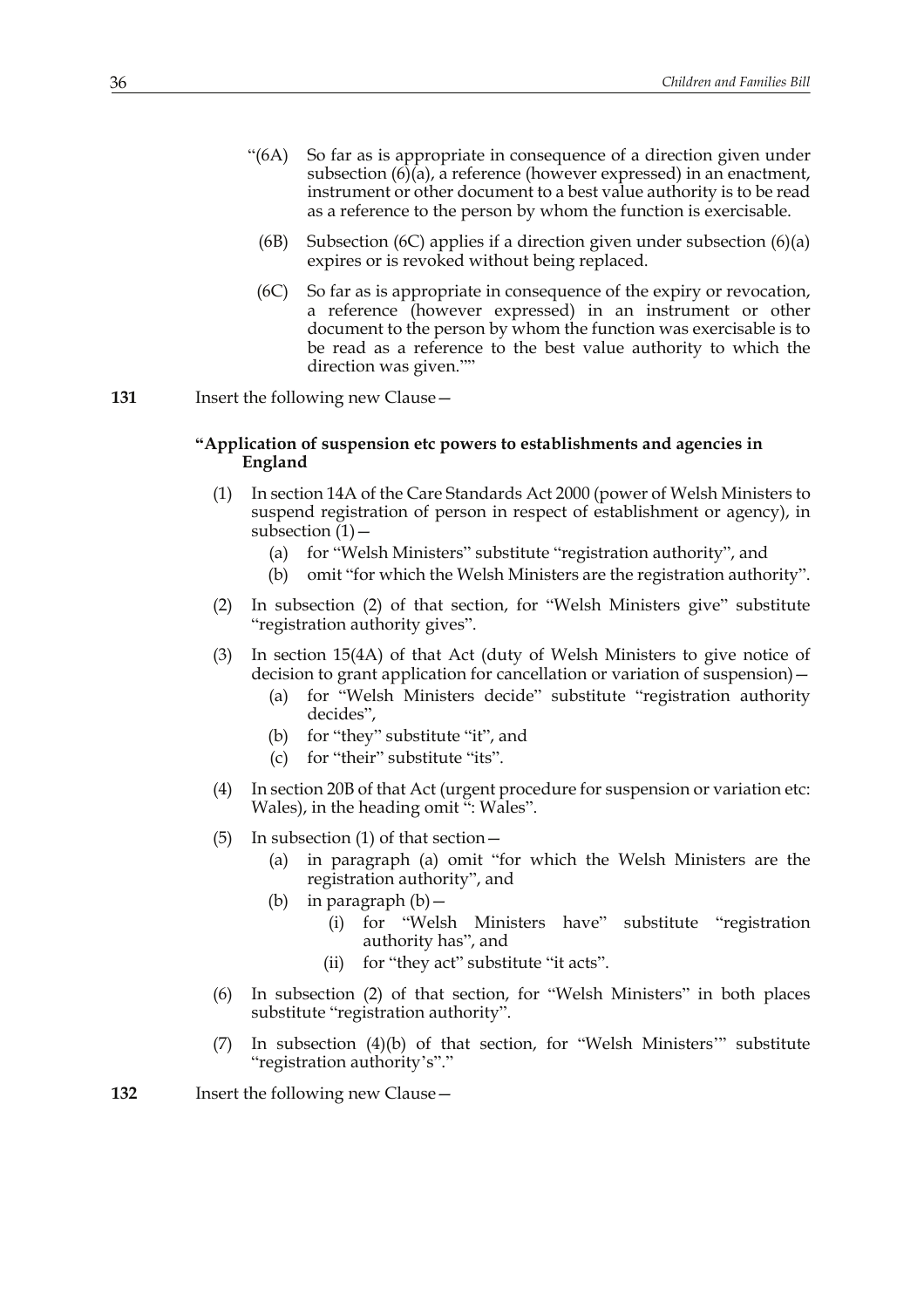"(6A) So far as is appropriate in consequence of a direction given under subsection (6)(a), a reference (however expressed) in an enactment, instrument or other document to a best value authority is to be read as a reference to the person by whom the function is exercisable.

(6B) Subsection (6C) applies if a direction given under subsection (6)(a) expires or is revoked without being replaced.

(6C) So far as is appropriate in consequence of the expiry or revocation, a reference (however expressed) in an instrument or other document to the person by whom the function was exercisable is to be read as a reference to the best value authority to which the direction was given.""

**131** Insert the following new Clause—

**"Application of suspension etc powers to establishments and agencies in England**

(1) In section 14A of the Care Standards Act 2000 (power of Welsh Ministers to suspend registration of person in respect of establishment or agency), in subsection (1)—
   (a) for "Welsh Ministers" substitute "registration authority", and
   (b) omit "for which the Welsh Ministers are the registration authority".

(2) In subsection (2) of that section, for "Welsh Ministers give" substitute "registration authority gives".

(3) In section 15(4A) of that Act (duty of Welsh Ministers to give notice of decision to grant application for cancellation or variation of suspension)—
   (a) for "Welsh Ministers decide" substitute "registration authority decides",
   (b) for "they" substitute "it", and
   (c) for "their" substitute "its".

(4) In section 20B of that Act (urgent procedure for suspension or variation etc: Wales), in the heading omit ": Wales".

(5) In subsection (1) of that section—
   (a) in paragraph (a) omit "for which the Welsh Ministers are the registration authority", and
   (b) in paragraph (b)—
      (i) for "Welsh Ministers have" substitute "registration authority has", and
      (ii) for "they act" substitute "it acts".

(6) In subsection (2) of that section, for "Welsh Ministers" in both places substitute "registration authority".

(7) In subsection (4)(b) of that section, for "Welsh Ministers'" substitute "registration authority's"."

**132** Insert the following new Clause—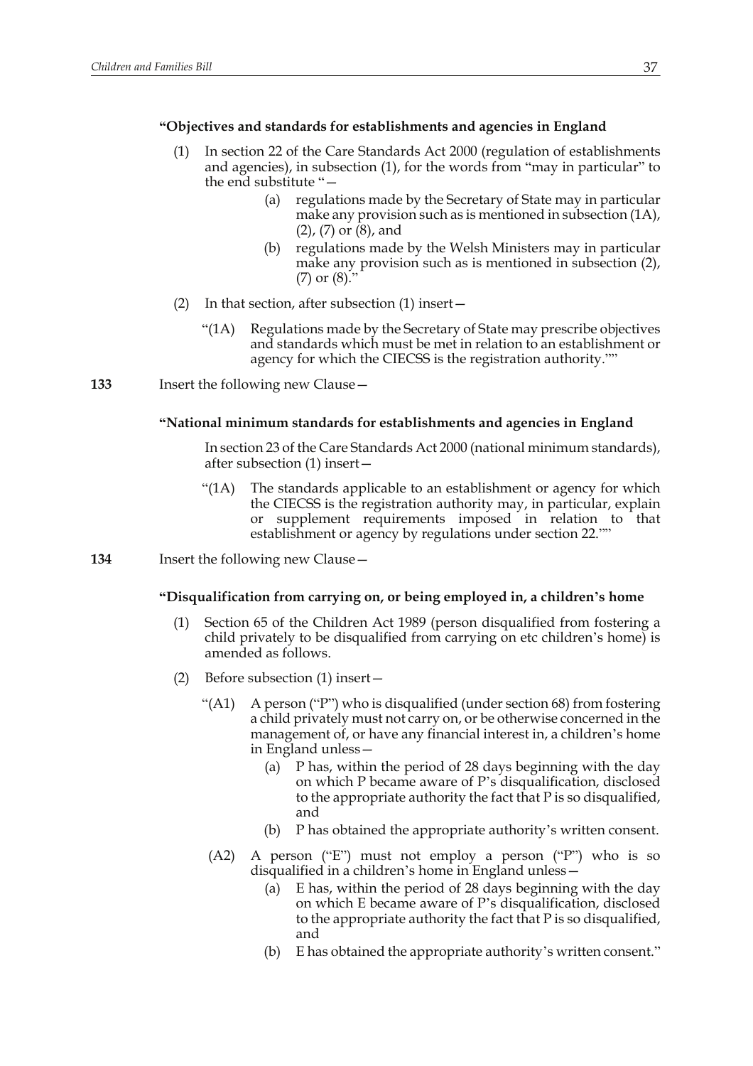**“Objectives and standards for establishments and agencies in England**

(1) In section 22 of the Care Standards Act 2000 (regulation of establishments and agencies), in subsection (1), for the words from “may in particular” to the end substitute “—

(a) regulations made by the Secretary of State may in particular make any provision such as is mentioned in subsection (1A), (2), (7) or (8), and

(b) regulations made by the Welsh Ministers may in particular make any provision such as is mentioned in subsection (2), (7) or (8).”

(2) In that section, after subsection (1) insert—

“(1A) Regulations made by the Secretary of State may prescribe objectives and standards which must be met in relation to an establishment or agency for which the CIECSS is the registration authority.””

**133** Insert the following new Clause—

**“National minimum standards for establishments and agencies in England**

In section 23 of the Care Standards Act 2000 (national minimum standards), after subsection (1) insert—

“(1A) The standards applicable to an establishment or agency for which the CIECSS is the registration authority may, in particular, explain or supplement requirements imposed in relation to that establishment or agency by regulations under section 22.””

**134** Insert the following new Clause—

**“Disqualification from carrying on, or being employed in, a children’s home**

(1) Section 65 of the Children Act 1989 (person disqualified from fostering a child privately to be disqualified from carrying on etc children’s home) is amended as follows.

(2) Before subsection (1) insert—

“(A1) A person (“P”) who is disqualified (under section 68) from fostering a child privately must not carry on, or be otherwise concerned in the management of, or have any financial interest in, a children’s home in England unless—

(a) P has, within the period of 28 days beginning with the day on which P became aware of P’s disqualification, disclosed to the appropriate authority the fact that P is so disqualified, and

(b) P has obtained the appropriate authority’s written consent.

(A2) A person (“E”) must not employ a person (“P”) who is so disqualified in a children’s home in England unless—

(a) E has, within the period of 28 days beginning with the day on which E became aware of P’s disqualification, disclosed to the appropriate authority the fact that P is so disqualified, and

(b) E has obtained the appropriate authority’s written consent.”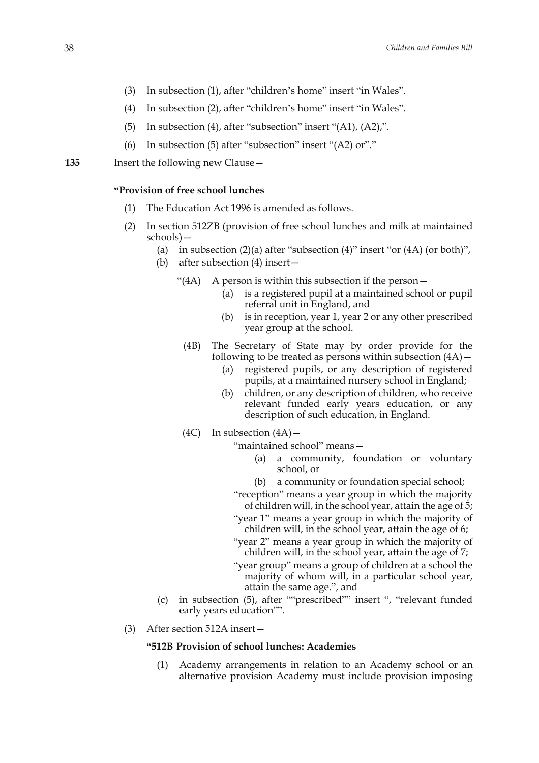(3) In subsection (1), after "children's home" insert "in Wales".

(4) In subsection (2), after "children's home" insert "in Wales".

(5) In subsection (4), after "subsection" insert "(A1), (A2),".

(6) In subsection (5) after "subsection" insert "(A2) or"."

**135** Insert the following new Clause—

**"Provision of free school lunches**

(1) The Education Act 1996 is amended as follows.

(2) In section 512ZB (provision of free school lunches and milk at maintained schools)—

(a) in subsection (2)(a) after "subsection (4)" insert "or (4A) (or both)",

(b) after subsection (4) insert—

"(4A) A person is within this subsection if the person—

(a) is a registered pupil at a maintained school or pupil referral unit in England, and

(b) is in reception, year 1, year 2 or any other prescribed year group at the school.

(4B) The Secretary of State may by order provide for the following to be treated as persons within subsection (4A)—

(a) registered pupils, or any description of registered pupils, at a maintained nursery school in England;

(b) children, or any description of children, who receive relevant funded early years education, or any description of such education, in England.

(4C) In subsection (4A)—

"maintained school" means—

(a) a community, foundation or voluntary school, or

(b) a community or foundation special school;

"reception" means a year group in which the majority of children will, in the school year, attain the age of 5;

"year 1" means a year group in which the majority of children will, in the school year, attain the age of 6;

"year 2" means a year group in which the majority of children will, in the school year, attain the age of 7;

"year group" means a group of children at a school the majority of whom will, in a particular school year, attain the same age.", and

(c) in subsection (5), after ""prescribed"" insert ", "relevant funded early years education"".

(3) After section 512A insert—

**"512B Provision of school lunches: Academies**

(1) Academy arrangements in relation to an Academy school or an alternative provision Academy must include provision imposing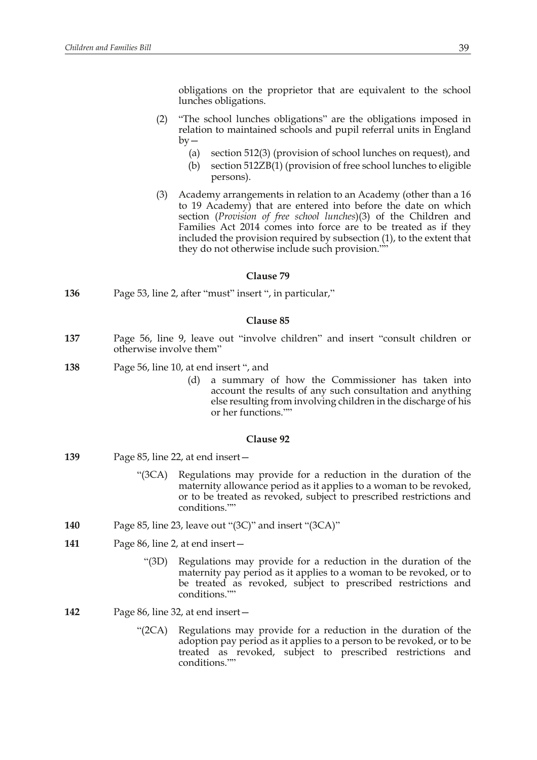obligations on the proprietor that are equivalent to the school lunches obligations.

(2) "The school lunches obligations" are the obligations imposed in relation to maintained schools and pupil referral units in England by—

(a) section 512(3) (provision of school lunches on request), and

(b) section 512ZB(1) (provision of free school lunches to eligible persons).

(3) Academy arrangements in relation to an Academy (other than a 16 to 19 Academy) that are entered into before the date on which section (*Provision of free school lunches*)(3) of the Children and Families Act 2014 comes into force are to be treated as if they included the provision required by subsection (1), to the extent that they do not otherwise include such provision.""

### Clause 79

**136** Page 53, line 2, after "must" insert ", in particular,"

### Clause 85

**137** Page 56, line 9, leave out "involve children" and insert "consult children or otherwise involve them"

**138** Page 56, line 10, at end insert ", and

(d) a summary of how the Commissioner has taken into account the results of any such consultation and anything else resulting from involving children in the discharge of his or her functions.""

### Clause 92

**139** Page 85, line 22, at end insert—

"(3CA) Regulations may provide for a reduction in the duration of the maternity allowance period as it applies to a woman to be revoked, or to be treated as revoked, subject to prescribed restrictions and conditions.""

**140** Page 85, line 23, leave out "(3C)" and insert "(3CA)"

**141** Page 86, line 2, at end insert—

"(3D) Regulations may provide for a reduction in the duration of the maternity pay period as it applies to a woman to be revoked, or to be treated as revoked, subject to prescribed restrictions and conditions.""

**142** Page 86, line 32, at end insert—

"(2CA) Regulations may provide for a reduction in the duration of the adoption pay period as it applies to a person to be revoked, or to be treated as revoked, subject to prescribed restrictions and conditions.""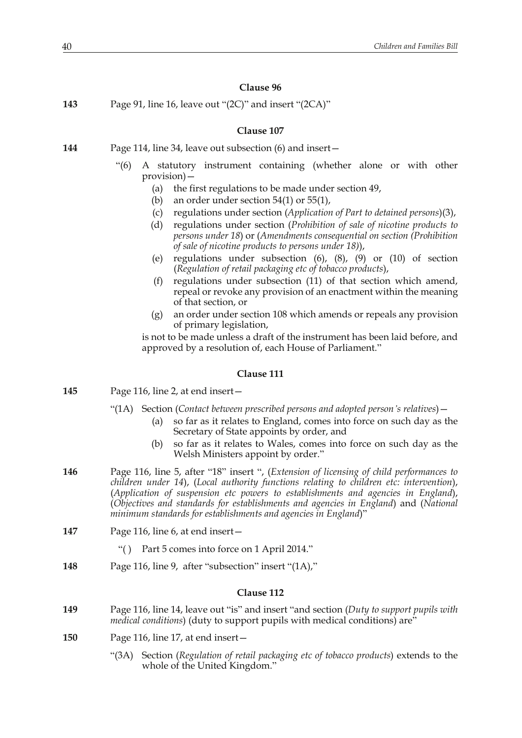### Clause 96

**143** Page 91, line 16, leave out "(2C)" and insert "(2CA)"

### Clause 107

**144** Page 114, line 34, leave out subsection (6) and insert—

"(6) A statutory instrument containing (whether alone or with other provision)—

(a) the first regulations to be made under section 49,

(b) an order under section 54(1) or 55(1),

(c) regulations under section (*Application of Part to detained persons*)(3),

(d) regulations under section (*Prohibition of sale of nicotine products to persons under 18*) or (*Amendments consequential on section (Prohibition of sale of nicotine products to persons under 18)*),

(e) regulations under subsection (6), (8), (9) or (10) of section (*Regulation of retail packaging etc of tobacco products*),

(f) regulations under subsection (11) of that section which amend, repeal or revoke any provision of an enactment within the meaning of that section, or

(g) an order under section 108 which amends or repeals any provision of primary legislation,

is not to be made unless a draft of the instrument has been laid before, and approved by a resolution of, each House of Parliament."

### Clause 111

**145** Page 116, line 2, at end insert—

"(1A) Section (*Contact between prescribed persons and adopted person's relatives*)—

(a) so far as it relates to England, comes into force on such day as the Secretary of State appoints by order, and

(b) so far as it relates to Wales, comes into force on such day as the Welsh Ministers appoint by order."

**146** Page 116, line 5, after "18" insert ", (*Extension of licensing of child performances to children under 14*), (*Local authority functions relating to children etc: intervention*), (*Application of suspension etc powers to establishments and agencies in England*), (*Objectives and standards for establishments and agencies in England*) and (*National minimum standards for establishments and agencies in England*)"

**147** Page 116, line 6, at end insert—

"( ) Part 5 comes into force on 1 April 2014."

**148** Page 116, line 9, after "subsection" insert "(1A),"

### Clause 112

**149** Page 116, line 14, leave out "is" and insert "and section (*Duty to support pupils with medical conditions*) (duty to support pupils with medical conditions) are"

**150** Page 116, line 17, at end insert—

"(3A) Section (*Regulation of retail packaging etc of tobacco products*) extends to the whole of the United Kingdom."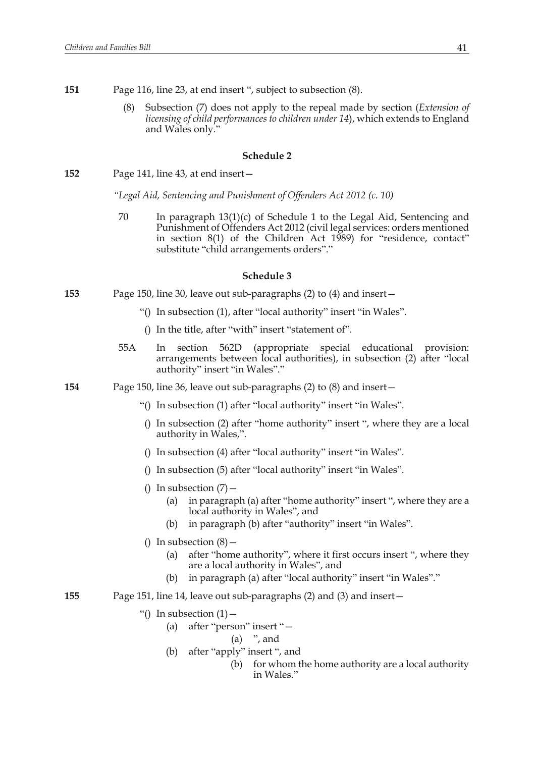**151** Page 116, line 23, at end insert ", subject to subsection (8).

(8) Subsection (7) does not apply to the repeal made by section (*Extension of licensing of child performances to children under 14*), which extends to England and Wales only."

### Schedule 2

**152** Page 141, line 43, at end insert—

*"Legal Aid, Sentencing and Punishment of Offenders Act 2012 (c. 10)*

70 In paragraph 13(1)(c) of Schedule 1 to the Legal Aid, Sentencing and Punishment of Offenders Act 2012 (civil legal services: orders mentioned in section 8(1) of the Children Act 1989) for "residence, contact" substitute "child arrangements orders"."

### Schedule 3

**153** Page 150, line 30, leave out sub-paragraphs (2) to (4) and insert—

"() In subsection (1), after "local authority" insert "in Wales".

() In the title, after "with" insert "statement of".

55A In section 562D (appropriate special educational provision: arrangements between local authorities), in subsection (2) after "local authority" insert "in Wales"."

**154** Page 150, line 36, leave out sub-paragraphs (2) to (8) and insert—

"() In subsection (1) after "local authority" insert "in Wales".

() In subsection (2) after "home authority" insert ", where they are a local authority in Wales,".

() In subsection (4) after "local authority" insert "in Wales".

() In subsection (5) after "local authority" insert "in Wales".

() In subsection (7)—

(a) in paragraph (a) after "home authority" insert ", where they are a local authority in Wales", and

(b) in paragraph (b) after "authority" insert "in Wales".

() In subsection (8)—

(a) after "home authority", where it first occurs insert ", where they are a local authority in Wales", and

(b) in paragraph (a) after "local authority" insert "in Wales"."

**155** Page 151, line 14, leave out sub-paragraphs (2) and (3) and insert—

"() In subsection (1)—

(a) after "person" insert "—

(a) ", and

(b) after "apply" insert ", and

(b) for whom the home authority are a local authority in Wales."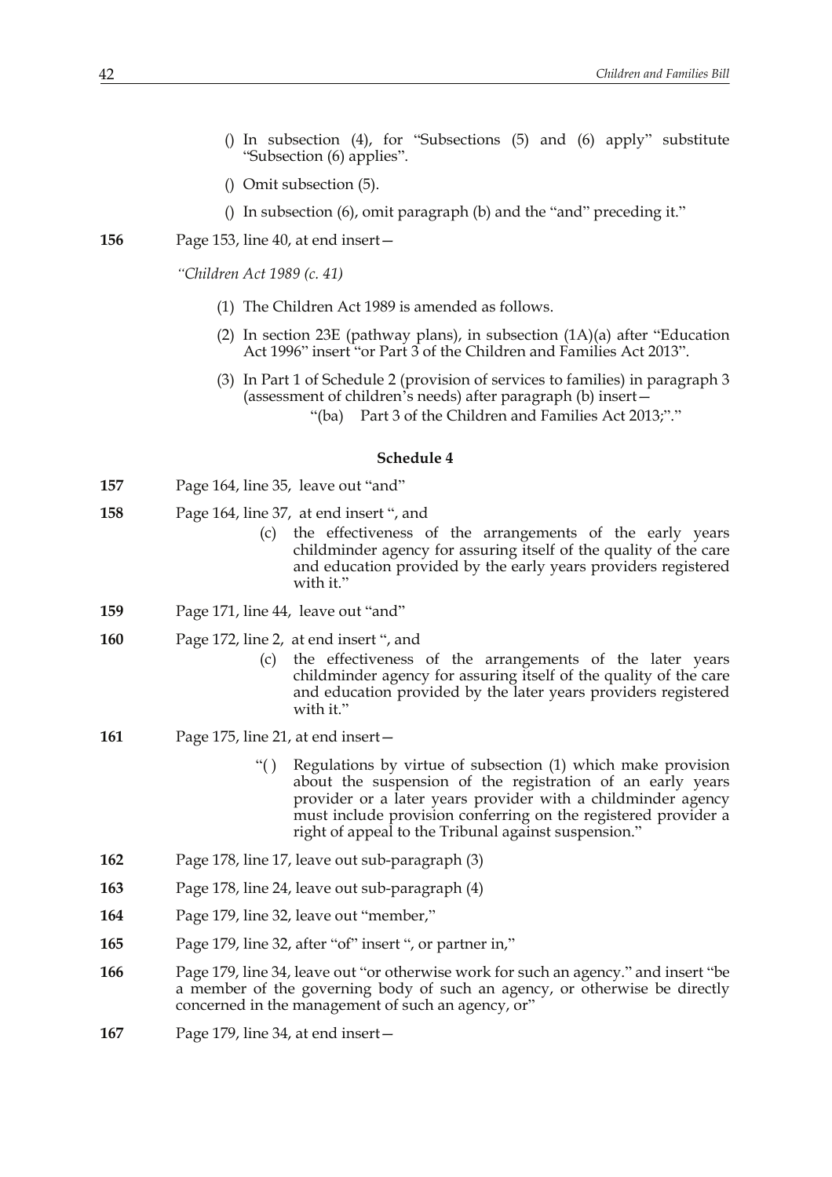() In subsection (4), for "Subsections (5) and (6) apply" substitute "Subsection (6) applies".

() Omit subsection (5).

() In subsection (6), omit paragraph (b) and the "and" preceding it."

**156** Page 153, line 40, at end insert—

*"Children Act 1989 (c. 41)*

(1) The Children Act 1989 is amended as follows.

(2) In section 23E (pathway plans), in subsection (1A)(a) after "Education Act 1996" insert "or Part 3 of the Children and Families Act 2013".

(3) In Part 1 of Schedule 2 (provision of services to families) in paragraph 3 (assessment of children's needs) after paragraph (b) insert—

"(ba) Part 3 of the Children and Families Act 2013;"."

**Schedule 4**

**157** Page 164, line 35, leave out "and"

**158** Page 164, line 37, at end insert ", and

(c) the effectiveness of the arrangements of the early years childminder agency for assuring itself of the quality of the care and education provided by the early years providers registered with it."

**159** Page 171, line 44, leave out "and"

**160** Page 172, line 2, at end insert ", and

(c) the effectiveness of the arrangements of the later years childminder agency for assuring itself of the quality of the care and education provided by the later years providers registered with it."

**161** Page 175, line 21, at end insert—

"( ) Regulations by virtue of subsection (1) which make provision about the suspension of the registration of an early years provider or a later years provider with a childminder agency must include provision conferring on the registered provider a right of appeal to the Tribunal against suspension."

**162** Page 178, line 17, leave out sub-paragraph (3)

**163** Page 178, line 24, leave out sub-paragraph (4)

**164** Page 179, line 32, leave out "member,"

**165** Page 179, line 32, after "of" insert ", or partner in,"

**166** Page 179, line 34, leave out "or otherwise work for such an agency." and insert "be a member of the governing body of such an agency, or otherwise be directly concerned in the management of such an agency, or"

**167** Page 179, line 34, at end insert—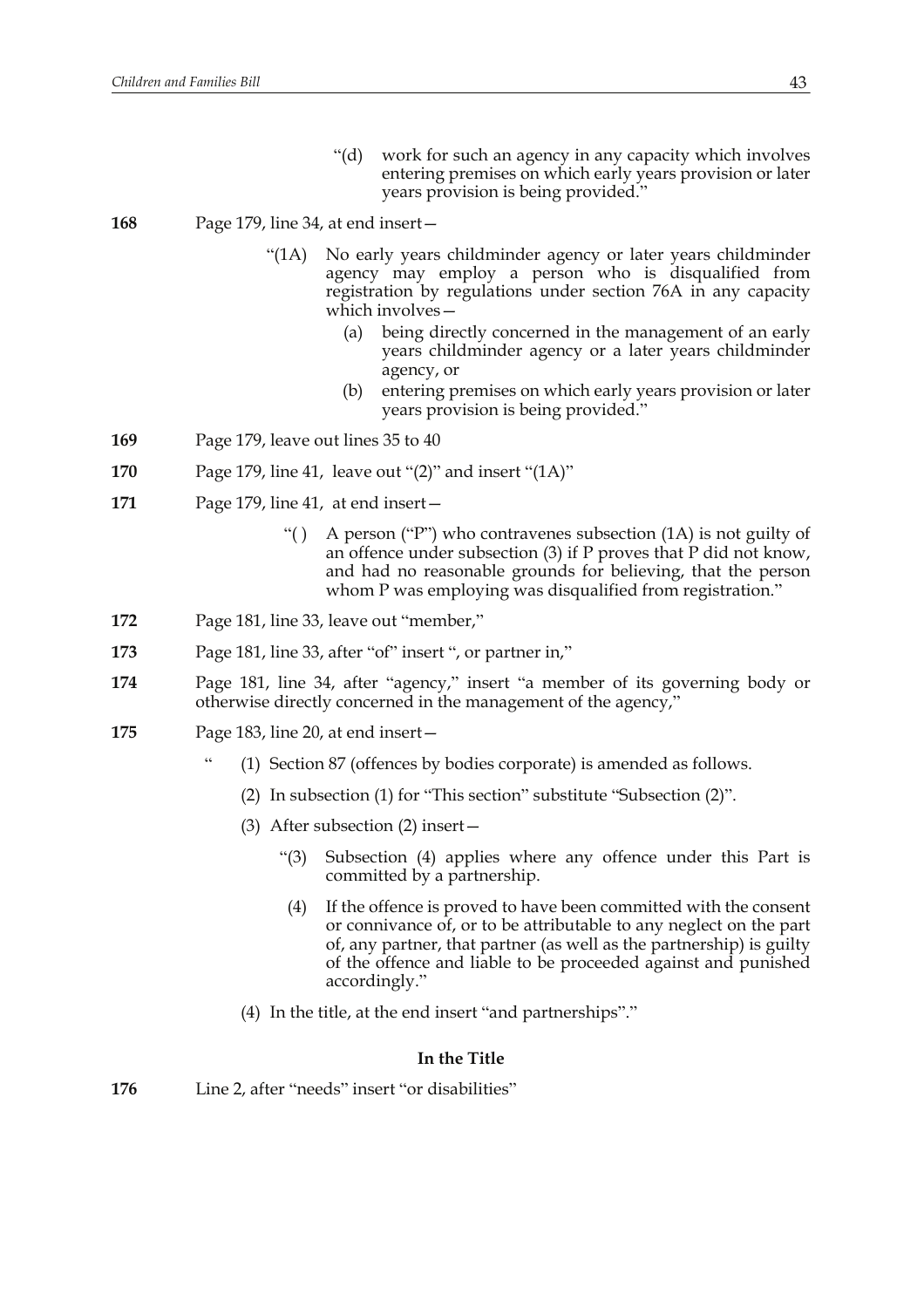"(d) work for such an agency in any capacity which involves entering premises on which early years provision or later years provision is being provided."

**168** Page 179, line 34, at end insert—

"(1A) No early years childminder agency or later years childminder agency may employ a person who is disqualified from registration by regulations under section 76A in any capacity which involves—

(a) being directly concerned in the management of an early years childminder agency or a later years childminder agency, or

(b) entering premises on which early years provision or later years provision is being provided."

**169** Page 179, leave out lines 35 to 40

**170** Page 179, line 41, leave out "(2)" and insert "(1A)"

**171** Page 179, line 41, at end insert—

"( ) A person ("P") who contravenes subsection (1A) is not guilty of an offence under subsection (3) if P proves that P did not know, and had no reasonable grounds for believing, that the person whom P was employing was disqualified from registration."

**172** Page 181, line 33, leave out "member,"

**173** Page 181, line 33, after "of" insert ", or partner in,"

**174** Page 181, line 34, after "agency," insert "a member of its governing body or otherwise directly concerned in the management of the agency,"

**175** Page 183, line 20, at end insert—

" (1) Section 87 (offences by bodies corporate) is amended as follows.

(2) In subsection (1) for "This section" substitute "Subsection (2)".

(3) After subsection (2) insert—

"(3) Subsection (4) applies where any offence under this Part is committed by a partnership.

(4) If the offence is proved to have been committed with the consent or connivance of, or to be attributable to any neglect on the part of, any partner, that partner (as well as the partnership) is guilty of the offence and liable to be proceeded against and punished accordingly."

(4) In the title, at the end insert "and partnerships"."

### In the Title

**176** Line 2, after "needs" insert "or disabilities"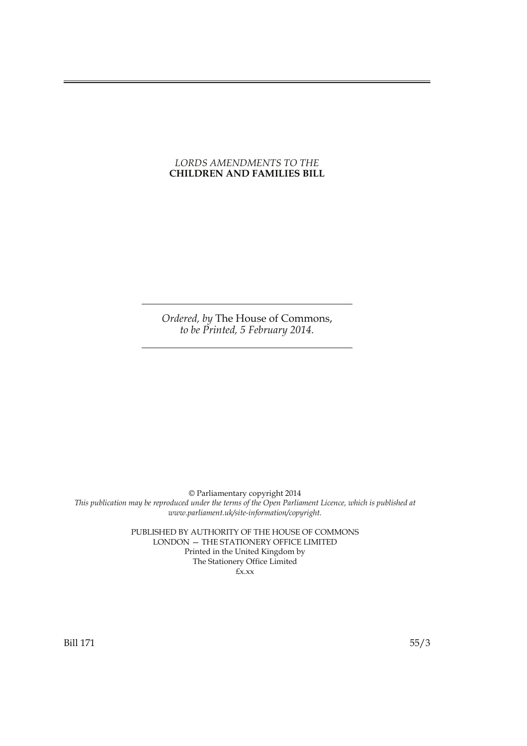*LORDS AMENDMENTS TO THE*
**CHILDREN AND FAMILIES BILL**

---

*Ordered, by* The House of Commons,
*to be Printed, 5 February 2014.*

---

© Parliamentary copyright 2014
*This publication may be reproduced under the terms of the Open Parliament Licence, which is published at www.parliament.uk/site-information/copyright.*

PUBLISHED BY AUTHORITY OF THE HOUSE OF COMMONS
LONDON — THE STATIONERY OFFICE LIMITED
Printed in the United Kingdom by
The Stationery Office Limited
£x.xx

Bill 171 55/3